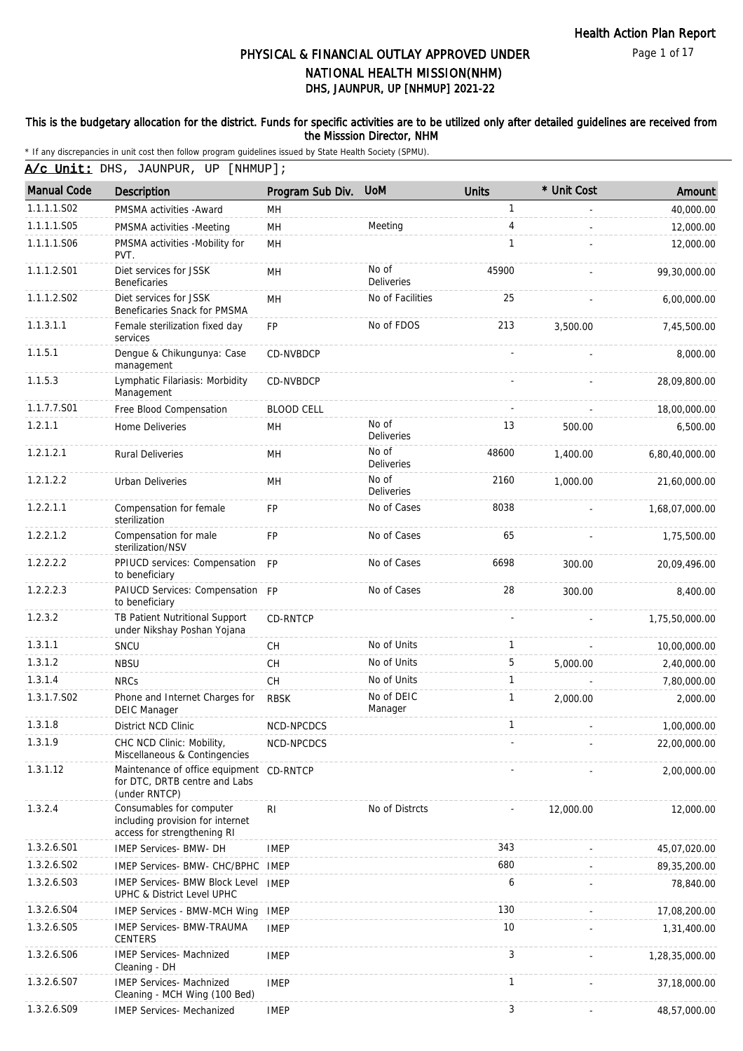# PHYSICAL & FINANCIAL OUTLAY APPROVED UNDER NATIONAL HEALTH MISSION(NHM)
## DHS, JAUNPUR, UP [NHMUP] 2021-22

**This is the budgetary allocation for the district. Funds for specific activities are to be utilized only after detailed guidelines are received from the Misssion Director, NHM**

* If any discrepancies in unit cost then follow program guidelines issued by State Health Society (SPMU).

**A/c Unit:** DHS, JAUNPUR, UP [NHMUP];

| Manual Code | Description | Program Sub Div. | UoM | Units | * Unit Cost | Amount |
|---|---|---|---|---|---|---|
| 1.1.1.1.S02 | PMSMA activities -Award | MH | | 1 | - | 40,000.00 |
| 1.1.1.1.S05 | PMSMA activities -Meeting | MH | Meeting | 4 | - | 12,000.00 |
| 1.1.1.1.S06 | PMSMA activities -Mobility for PVT. | MH | | 1 | - | 12,000.00 |
| 1.1.1.2.S01 | Diet services for JSSK Beneficaries | MH | No of Deliveries | 45900 | - | 99,30,000.00 |
| 1.1.1.2.S02 | Diet services for JSSK Beneficaries Snack for PMSMA | MH | No of Facilities | 25 | - | 6,00,000.00 |
| 1.1.3.1.1 | Female sterilization fixed day services | FP | No of FDOS | 213 | 3,500.00 | 7,45,500.00 |
| 1.1.5.1 | Dengue & Chikungunya: Case management | CD-NVBDCP | | - | - | 8,000.00 |
| 1.1.5.3 | Lymphatic Filariasis: Morbidity Management | CD-NVBDCP | | - | - | 28,09,800.00 |
| 1.1.7.7.S01 | Free Blood Compensation | BLOOD CELL | | - | - | 18,00,000.00 |
| 1.2.1.1 | Home Deliveries | MH | No of Deliveries | 13 | 500.00 | 6,500.00 |
| 1.2.1.2.1 | Rural Deliveries | MH | No of Deliveries | 48600 | 1,400.00 | 6,80,40,000.00 |
| 1.2.1.2.2 | Urban Deliveries | MH | No of Deliveries | 2160 | 1,000.00 | 21,60,000.00 |
| 1.2.2.1.1 | Compensation for female sterilization | FP | No of Cases | 8038 | - | 1,68,07,000.00 |
| 1.2.2.1.2 | Compensation for male sterilization/NSV | FP | No of Cases | 65 | - | 1,75,500.00 |
| 1.2.2.2.2 | PPIUCD services: Compensation to beneficiary | FP | No of Cases | 6698 | 300.00 | 20,09,496.00 |
| 1.2.2.2.3 | PAIUCD Services: Compensation to beneficiary | FP | No of Cases | 28 | 300.00 | 8,400.00 |
| 1.2.3.2 | TB Patient Nutritional Support under Nikshay Poshan Yojana | CD-RNTCP | | - | - | 1,75,50,000.00 |
| 1.3.1.1 | SNCU | CH | No of Units | 1 | - | 10,00,000.00 |
| 1.3.1.2 | NBSU | CH | No of Units | 5 | 5,000.00 | 2,40,000.00 |
| 1.3.1.4 | NRCs | CH | No of Units | 1 | - | 7,80,000.00 |
| 1.3.1.7.S02 | Phone and Internet Charges for DEIC Manager | RBSK | No of DEIC Manager | 1 | 2,000.00 | 2,000.00 |
| 1.3.1.8 | District NCD Clinic | NCD-NPCDCS | | 1 | - | 1,00,000.00 |
| 1.3.1.9 | CHC NCD Clinic: Mobility, Miscellaneous & Contingencies | NCD-NPCDCS | | - | - | 22,00,000.00 |
| 1.3.1.12 | Maintenance of office equipment for DTC, DRTB centre and Labs (under RNTCP) | CD-RNTCP | | - | - | 2,00,000.00 |
| 1.3.2.4 | Consumables for computer including provision for internet access for strengthening RI | RI | No of Distrcts | - | 12,000.00 | 12,000.00 |
| 1.3.2.6.S01 | IMEP Services- BMW- DH | IMEP | | 343 | - | 45,07,020.00 |
| 1.3.2.6.S02 | IMEP Services- BMW- CHC/BPHC | IMEP | | 680 | - | 89,35,200.00 |
| 1.3.2.6.S03 | IMEP Services- BMW Block Level UPHC & District Level UPHC | IMEP | | 6 | - | 78,840.00 |
| 1.3.2.6.S04 | IMEP Services - BMW-MCH Wing | IMEP | | 130 | - | 17,08,200.00 |
| 1.3.2.6.S05 | IMEP Services- BMW-TRAUMA CENTERS | IMEP | | 10 | - | 1,31,400.00 |
| 1.3.2.6.S06 | IMEP Services- Machnized Cleaning - DH | IMEP | | 3 | - | 1,28,35,000.00 |
| 1.3.2.6.S07 | IMEP Services- Machnized Cleaning - MCH Wing (100 Bed) | IMEP | | 1 | - | 37,18,000.00 |
| 1.3.2.6.S09 | IMEP Services- Mechanized | IMEP | | 3 | - | 48,57,000.00 |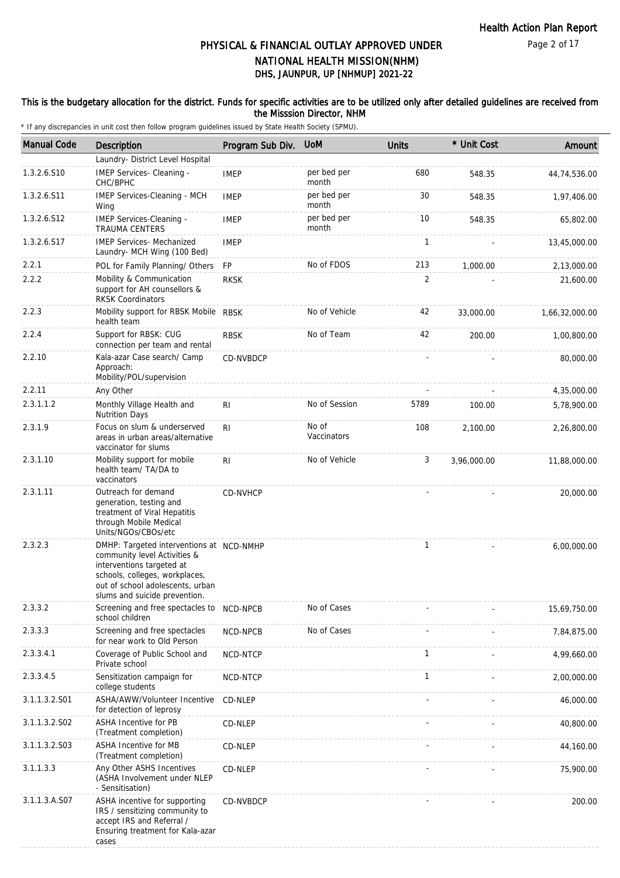# PHYSICAL & FINANCIAL OUTLAY APPROVED UNDER NATIONAL HEALTH MISSION(NHM)
## DHS, JAUNPUR, UP [NHMUP] 2021-22

**This is the budgetary allocation for the district. Funds for specific activities are to be utilized only after detailed guidelines are received from the Misssion Director, NHM**

* If any discrepancies in unit cost then follow program guidelines issued by State Health Society (SPMU).

| Manual Code | Description | Program Sub Div. | UoM | Units | * Unit Cost | Amount |
|---|---|---|---|---|---|---|
| | Laundry- District Level Hospital | | | | | |
| 1.3.2.6.S10 | IMEP Services- Cleaning - CHC/BPHC | IMEP | per bed per month | 680 | 548.35 | 44,74,536.00 |
| 1.3.2.6.S11 | IMEP Services-Cleaning - MCH Wing | IMEP | per bed per month | 30 | 548.35 | 1,97,406.00 |
| 1.3.2.6.S12 | IMEP Services-Cleaning - TRAUMA CENTERS | IMEP | per bed per month | 10 | 548.35 | 65,802.00 |
| 1.3.2.6.S17 | IMEP Services- Mechanized Laundry- MCH Wing (100 Bed) | IMEP | | 1 | - | 13,45,000.00 |
| 2.2.1 | POL for Family Planning/ Others | FP | No of FDOS | 213 | 1,000.00 | 2,13,000.00 |
| 2.2.2 | Mobility & Communication support for AH counsellors & RKSK Coordinators | RKSK | | 2 | - | 21,600.00 |
| 2.2.3 | Mobility support for RBSK Mobile health team | RBSK | No of Vehicle | 42 | 33,000.00 | 1,66,32,000.00 |
| 2.2.4 | Support for RBSK: CUG connection per team and rental | RBSK | No of Team | 42 | 200.00 | 1,00,800.00 |
| 2.2.10 | Kala-azar Case search/ Camp Approach: Mobility/POL/supervision | CD-NVBDCP | | - | - | 80,000.00 |
| 2.2.11 | Any Other | | | - | - | 4,35,000.00 |
| 2.3.1.1.2 | Monthly Village Health and Nutrition Days | RI | No of Session | 5789 | 100.00 | 5,78,900.00 |
| 2.3.1.9 | Focus on slum & underserved areas in urban areas/alternative vaccinator for slums | RI | No of Vaccinators | 108 | 2,100.00 | 2,26,800.00 |
| 2.3.1.10 | Mobility support for mobile health team/ TA/DA to vaccinators | RI | No of Vehicle | 3 | 3,96,000.00 | 11,88,000.00 |
| 2.3.1.11 | Outreach for demand generation, testing and treatment of Viral Hepatitis through Mobile Medical Units/NGOs/CBOs/etc | CD-NVHCP | | - | - | 20,000.00 |
| 2.3.2.3 | DMHP: Targeted interventions at community level Activities & interventions targeted at schools, colleges, workplaces, out of school adolescents, urban slums and suicide prevention. | NCD-NMHP | | 1 | - | 6,00,000.00 |
| 2.3.3.2 | Screening and free spectacles to school children | NCD-NPCB | No of Cases | - | - | 15,69,750.00 |
| 2.3.3.3 | Screening and free spectacles for near work to Old Person | NCD-NPCB | No of Cases | - | - | 7,84,875.00 |
| 2.3.3.4.1 | Coverage of Public School and Private school | NCD-NTCP | | 1 | - | 4,99,660.00 |
| 2.3.3.4.5 | Sensitization campaign for college students | NCD-NTCP | | 1 | - | 2,00,000.00 |
| 3.1.1.3.2.S01 | ASHA/AWW/Volunteer Incentive for detection of leprosy | CD-NLEP | | - | - | 46,000.00 |
| 3.1.1.3.2.S02 | ASHA Incentive for PB (Treatment completion) | CD-NLEP | | - | - | 40,800.00 |
| 3.1.1.3.2.S03 | ASHA Incentive for MB (Treatment completion) | CD-NLEP | | - | - | 44,160.00 |
| 3.1.1.3.3 | Any Other ASHS Incentives (ASHA Involvement under NLEP - Sensitisation) | CD-NLEP | | - | - | 75,900.00 |
| 3.1.1.3.A.S07 | ASHA incentive for supporting IRS / sensitizing community to accept IRS and Referral / Ensuring treatment for Kala-azar cases | CD-NVBDCP | | - | - | 200.00 |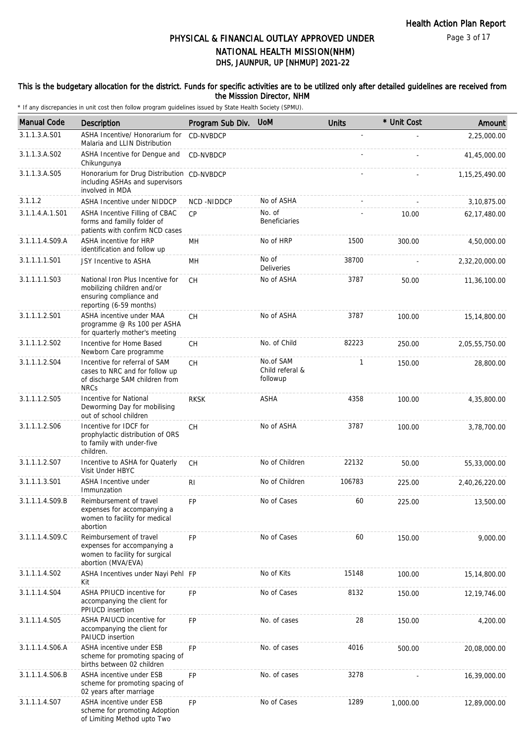# PHYSICAL & FINANCIAL OUTLAY APPROVED UNDER NATIONAL HEALTH MISSION(NHM)

## DHS, JAUNPUR, UP [NHMUP] 2021-22

**This is the budgetary allocation for the district. Funds for specific activities are to be utilized only after detailed guidelines are received from the Misssion Director, NHM**

\* If any discrepancies in unit cost then follow program guidelines issued by State Health Society (SPMU).

| Manual Code | Description | Program Sub Div. | UoM | Units | * Unit Cost | Amount |
|---|---|---|---|---|---|---|
| 3.1.1.3.A.S01 | ASHA Incentive/ Honorarium for Malaria and LLIN Distribution | CD-NVBDCP | | - | - | 2,25,000.00 |
| 3.1.1.3.A.S02 | ASHA Incentive for Dengue and Chikungunya | CD-NVBDCP | | - | - | 41,45,000.00 |
| 3.1.1.3.A.S05 | Honorarium for Drug Distribution including ASHAs and supervisors involved in MDA | CD-NVBDCP | | - | - | 1,15,25,490.00 |
| 3.1.1.2 | ASHA Incentive under NIDDCP | NCD -NIDDCP | No of ASHA | - | - | 3,10,875.00 |
| 3.1.1.4.A.1.S01 | ASHA Incentive Filling of CBAC forms and familly folder of patients with confirm NCD cases | CP | No. of Beneficiaries | - | 10.00 | 62,17,480.00 |
| 3.1.1.1.4.S09.A | ASHA incentive for HRP identification and follow up | MH | No of HRP | 1500 | 300.00 | 4,50,000.00 |
| 3.1.1.1.1.S01 | JSY Incentive to ASHA | MH | No of Deliveries | 38700 | - | 2,32,20,000.00 |
| 3.1.1.1.1.S03 | National Iron Plus Incentive for mobilizing children and/or ensuring compliance and reporting (6-59 months) | CH | No of ASHA | 3787 | 50.00 | 11,36,100.00 |
| 3.1.1.1.2.S01 | ASHA incentive under MAA programme @ Rs 100 per ASHA for quarterly mother's meeting | CH | No of ASHA | 3787 | 100.00 | 15,14,800.00 |
| 3.1.1.1.2.S02 | Incentive for Home Based Newborn Care programme | CH | No. of Child | 82223 | 250.00 | 2,05,55,750.00 |
| 3.1.1.1.2.S04 | Incentive for referral of SAM cases to NRC and for follow up of discharge SAM children from NRCs | CH | No.of SAM Child referal & followup | 1 | 150.00 | 28,800.00 |
| 3.1.1.1.2.S05 | Incentive for National Deworming Day for mobilising out of school children | RKSK | ASHA | 4358 | 100.00 | 4,35,800.00 |
| 3.1.1.1.2.S06 | Incentive for IDCF for prophylactic distribution of ORS to family with under-five children. | CH | No of ASHA | 3787 | 100.00 | 3,78,700.00 |
| 3.1.1.1.2.S07 | Incentive to ASHA for Quaterly Visit Under HBYC | CH | No of Children | 22132 | 50.00 | 55,33,000.00 |
| 3.1.1.1.3.S01 | ASHA Incentive under Immunzation | RI | No of Children | 106783 | 225.00 | 2,40,26,220.00 |
| 3.1.1.1.4.S09.B | Reimbursement of travel expenses for accompanying a women to facility for medical abortion | FP | No of Cases | 60 | 225.00 | 13,500.00 |
| 3.1.1.1.4.S09.C | Reimbursement of travel expenses for accompanying a women to facility for surgical abortion (MVA/EVA) | FP | No of Cases | 60 | 150.00 | 9,000.00 |
| 3.1.1.1.4.S02 | ASHA Incentives under Nayi Pehl Kit | FP | No of Kits | 15148 | 100.00 | 15,14,800.00 |
| 3.1.1.1.4.S04 | ASHA PPIUCD incentive for accompanying the client for PPIUCD insertion | FP | No of Cases | 8132 | 150.00 | 12,19,746.00 |
| 3.1.1.1.4.S05 | ASHA PAIUCD incentive for accompanying the client for PAIUCD insertion | FP | No. of cases | 28 | 150.00 | 4,200.00 |
| 3.1.1.1.4.S06.A | ASHA incentive under ESB scheme for promoting spacing of births between 02 children | FP | No. of cases | 4016 | 500.00 | 20,08,000.00 |
| 3.1.1.1.4.S06.B | ASHA incentive under ESB scheme for promoting spacing of 02 years after marriage | FP | No. of cases | 3278 | - | 16,39,000.00 |
| 3.1.1.1.4.S07 | ASHA incentive under ESB scheme for promoting Adoption of Limiting Method upto Two | FP | No of Cases | 1289 | 1,000.00 | 12,89,000.00 |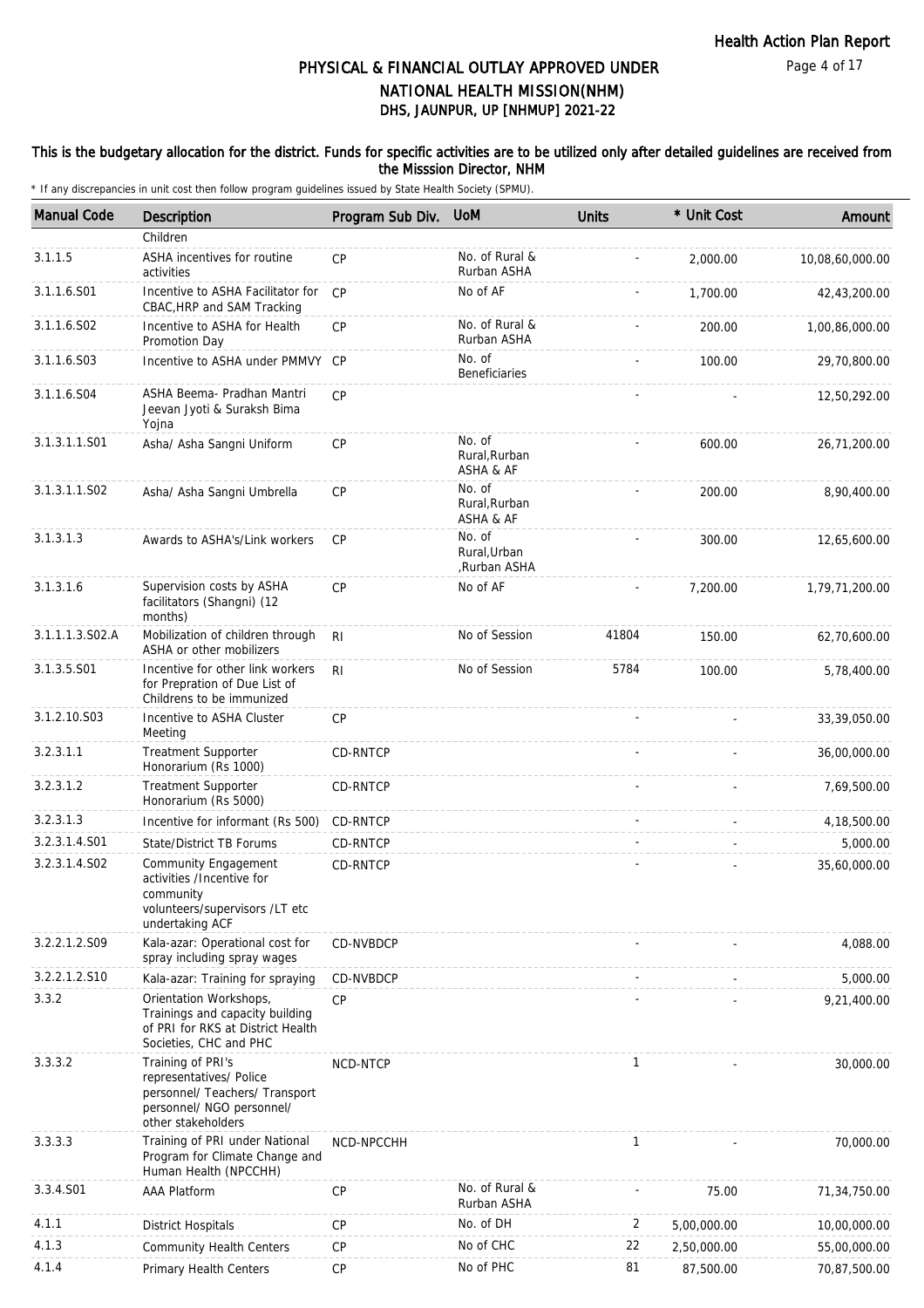# PHYSICAL & FINANCIAL OUTLAY APPROVED UNDER NATIONAL HEALTH MISSION(NHM)

## DHS, JAUNPUR, UP [NHMUP] 2021-22

**This is the budgetary allocation for the district. Funds for specific activities are to be utilized only after detailed guidelines are received from the Misssion Director, NHM**

\* If any discrepancies in unit cost then follow program guidelines issued by State Health Society (SPMU).

| Manual Code | Description | Program Sub Div. | UoM | Units | * Unit Cost | Amount |
|---|---|---|---|---|---|---|
| | Children | | | | | |
| 3.1.1.5 | ASHA incentives for routine activities | CP | No. of Rural & Rurban ASHA | - | 2,000.00 | 10,08,60,000.00 |
| 3.1.1.6.S01 | Incentive to ASHA Facilitator for CBAC,HRP and SAM Tracking | CP | No of AF | - | 1,700.00 | 42,43,200.00 |
| 3.1.1.6.S02 | Incentive to ASHA for Health Promotion Day | CP | No. of Rural & Rurban ASHA | - | 200.00 | 1,00,86,000.00 |
| 3.1.1.6.S03 | Incentive to ASHA under PMMVY | CP | No. of Beneficiaries | - | 100.00 | 29,70,800.00 |
| 3.1.1.6.S04 | ASHA Beema- Pradhan Mantri Jeevan Jyoti & Suraksh Bima Yojna | CP | | - | - | 12,50,292.00 |
| 3.1.3.1.1.S01 | Asha/ Asha Sangni Uniform | CP | No. of Rural,Rurban ASHA & AF | - | 600.00 | 26,71,200.00 |
| 3.1.3.1.1.S02 | Asha/ Asha Sangni Umbrella | CP | No. of Rural,Rurban ASHA & AF | - | 200.00 | 8,90,400.00 |
| 3.1.3.1.3 | Awards to ASHA's/Link workers | CP | No. of Rural,Urban ,Rurban ASHA | - | 300.00 | 12,65,600.00 |
| 3.1.3.1.6 | Supervision costs by ASHA facilitators (Shangni) (12 months) | CP | No of AF | - | 7,200.00 | 1,79,71,200.00 |
| 3.1.1.1.3.S02.A | Mobilization of children through ASHA or other mobilizers | RI | No of Session | 41804 | 150.00 | 62,70,600.00 |
| 3.1.3.5.S01 | Incentive for other link workers for Prepration of Due List of Childrens to be immunized | RI | No of Session | 5784 | 100.00 | 5,78,400.00 |
| 3.1.2.10.S03 | Incentive to ASHA Cluster Meeting | CP | | - | - | 33,39,050.00 |
| 3.2.3.1.1 | Treatment Supporter Honorarium (Rs 1000) | CD-RNTCP | | - | - | 36,00,000.00 |
| 3.2.3.1.2 | Treatment Supporter Honorarium (Rs 5000) | CD-RNTCP | | - | - | 7,69,500.00 |
| 3.2.3.1.3 | Incentive for informant (Rs 500) | CD-RNTCP | | - | - | 4,18,500.00 |
| 3.2.3.1.4.S01 | State/District TB Forums | CD-RNTCP | | - | - | 5,000.00 |
| 3.2.3.1.4.S02 | Community Engagement activities /Incentive for community volunteers/supervisors /LT etc undertaking ACF | CD-RNTCP | | - | - | 35,60,000.00 |
| 3.2.2.1.2.S09 | Kala-azar: Operational cost for spray including spray wages | CD-NVBDCP | | - | - | 4,088.00 |
| 3.2.2.1.2.S10 | Kala-azar: Training for spraying | CD-NVBDCP | | - | - | 5,000.00 |
| 3.3.2 | Orientation Workshops, Trainings and capacity building of PRI for RKS at District Health Societies, CHC and PHC | CP | | - | - | 9,21,400.00 |
| 3.3.3.2 | Training of PRI's representatives/ Police personnel/ Teachers/ Transport personnel/ NGO personnel/ other stakeholders | NCD-NTCP | | 1 | - | 30,000.00 |
| 3.3.3.3 | Training of PRI under National Program for Climate Change and Human Health (NPCCHH) | NCD-NPCCHH | | 1 | - | 70,000.00 |
| 3.3.4.S01 | AAA Platform | CP | No. of Rural & Rurban ASHA | - | 75.00 | 71,34,750.00 |
| 4.1.1 | District Hospitals | CP | No. of DH | 2 | 5,00,000.00 | 10,00,000.00 |
| 4.1.3 | Community Health Centers | CP | No of CHC | 22 | 2,50,000.00 | 55,00,000.00 |
| 4.1.4 | Primary Health Centers | CP | No of PHC | 81 | 87,500.00 | 70,87,500.00 |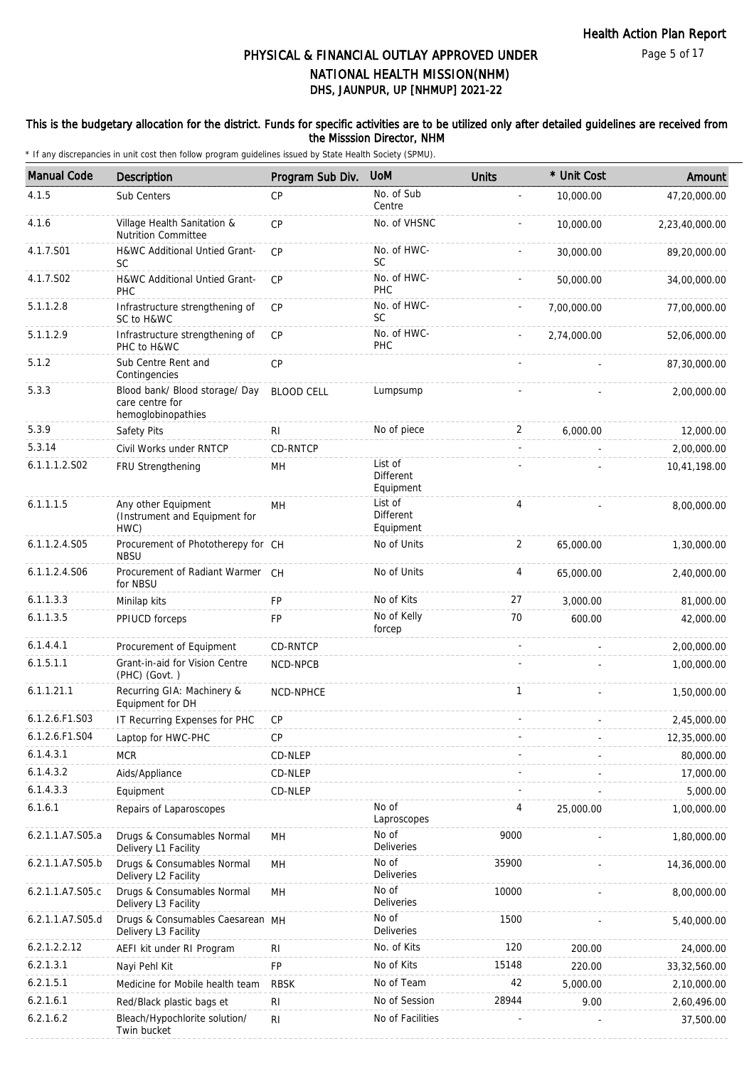# PHYSICAL & FINANCIAL OUTLAY APPROVED UNDER NATIONAL HEALTH MISSION(NHM)

## DHS, JAUNPUR, UP [NHMUP] 2021-22

**This is the budgetary allocation for the district. Funds for specific activities are to be utilized only after detailed guidelines are received from the Misssion Director, NHM**

\* If any discrepancies in unit cost then follow program guidelines issued by State Health Society (SPMU).

| Manual Code | Description | Program Sub Div. | UoM | Units | * Unit Cost | Amount |
|---|---|---|---|---|---|---|
| 4.1.5 | Sub Centers | CP | No. of Sub Centre | - | 10,000.00 | 47,20,000.00 |
| 4.1.6 | Village Health Sanitation & Nutrition Committee | CP | No. of VHSNC | - | 10,000.00 | 2,23,40,000.00 |
| 4.1.7.S01 | H&WC Additional Untied Grant-SC | CP | No. of HWC-SC | - | 30,000.00 | 89,20,000.00 |
| 4.1.7.S02 | H&WC Additional Untied Grant-PHC | CP | No. of HWC-PHC | - | 50,000.00 | 34,00,000.00 |
| 5.1.1.2.8 | Infrastructure strengthening of SC to H&WC | CP | No. of HWC-SC | - | 7,00,000.00 | 77,00,000.00 |
| 5.1.1.2.9 | Infrastructure strengthening of PHC to H&WC | CP | No. of HWC-PHC | - | 2,74,000.00 | 52,06,000.00 |
| 5.1.2 | Sub Centre Rent and Contingencies | CP | | - | - | 87,30,000.00 |
| 5.3.3 | Blood bank/ Blood storage/ Day care centre for hemoglobinopathies | BLOOD CELL | Lumpsump | - | - | 2,00,000.00 |
| 5.3.9 | Safety Pits | RI | No of piece | 2 | 6,000.00 | 12,000.00 |
| 5.3.14 | Civil Works under RNTCP | CD-RNTCP | | - | - | 2,00,000.00 |
| 6.1.1.1.2.S02 | FRU Strengthening | MH | List of Different Equipment | - | - | 10,41,198.00 |
| 6.1.1.1.5 | Any other Equipment (Instrument and Equipment for HWC) | MH | List of Different Equipment | 4 | - | 8,00,000.00 |
| 6.1.1.2.4.S05 | Procurement of Phototherepy for NBSU | CH | No of Units | 2 | 65,000.00 | 1,30,000.00 |
| 6.1.1.2.4.S06 | Procurement of Radiant Warmer for NBSU | CH | No of Units | 4 | 65,000.00 | 2,40,000.00 |
| 6.1.1.3.3 | Minilap kits | FP | No of Kits | 27 | 3,000.00 | 81,000.00 |
| 6.1.1.3.5 | PPIUCD forceps | FP | No of Kelly forcep | 70 | 600.00 | 42,000.00 |
| 6.1.4.4.1 | Procurement of Equipment | CD-RNTCP | | - | - | 2,00,000.00 |
| 6.1.5.1.1 | Grant-in-aid for Vision Centre (PHC) (Govt. ) | NCD-NPCB | | - | - | 1,00,000.00 |
| 6.1.1.21.1 | Recurring GIA: Machinery & Equipment for DH | NCD-NPHCE | | 1 | - | 1,50,000.00 |
| 6.1.2.6.F1.S03 | IT Recurring Expenses for PHC | CP | | - | - | 2,45,000.00 |
| 6.1.2.6.F1.S04 | Laptop for HWC-PHC | CP | | - | - | 12,35,000.00 |
| 6.1.4.3.1 | MCR | CD-NLEP | | - | - | 80,000.00 |
| 6.1.4.3.2 | Aids/Appliance | CD-NLEP | | - | - | 17,000.00 |
| 6.1.4.3.3 | Equipment | CD-NLEP | | - | - | 5,000.00 |
| 6.1.6.1 | Repairs of Laparoscopes | | No of Laproscopes | 4 | 25,000.00 | 1,00,000.00 |
| 6.2.1.1.A7.S05.a | Drugs & Consumables Normal Delivery L1 Facility | MH | No of Deliveries | 9000 | - | 1,80,000.00 |
| 6.2.1.1.A7.S05.b | Drugs & Consumables Normal Delivery L2 Facility | MH | No of Deliveries | 35900 | - | 14,36,000.00 |
| 6.2.1.1.A7.S05.c | Drugs & Consumables Normal Delivery L3 Facility | MH | No of Deliveries | 10000 | - | 8,00,000.00 |
| 6.2.1.1.A7.S05.d | Drugs & Consumables Caesarean Delivery L3 Facility | MH | No of Deliveries | 1500 | - | 5,40,000.00 |
| 6.2.1.2.2.12 | AEFI kit under RI Program | RI | No. of Kits | 120 | 200.00 | 24,000.00 |
| 6.2.1.3.1 | Nayi Pehl Kit | FP | No of Kits | 15148 | 220.00 | 33,32,560.00 |
| 6.2.1.5.1 | Medicine for Mobile health team | RBSK | No of Team | 42 | 5,000.00 | 2,10,000.00 |
| 6.2.1.6.1 | Red/Black plastic bags et | RI | No of Session | 28944 | 9.00 | 2,60,496.00 |
| 6.2.1.6.2 | Bleach/Hypochlorite solution/ Twin bucket | RI | No of Facilities | - | - | 37,500.00 |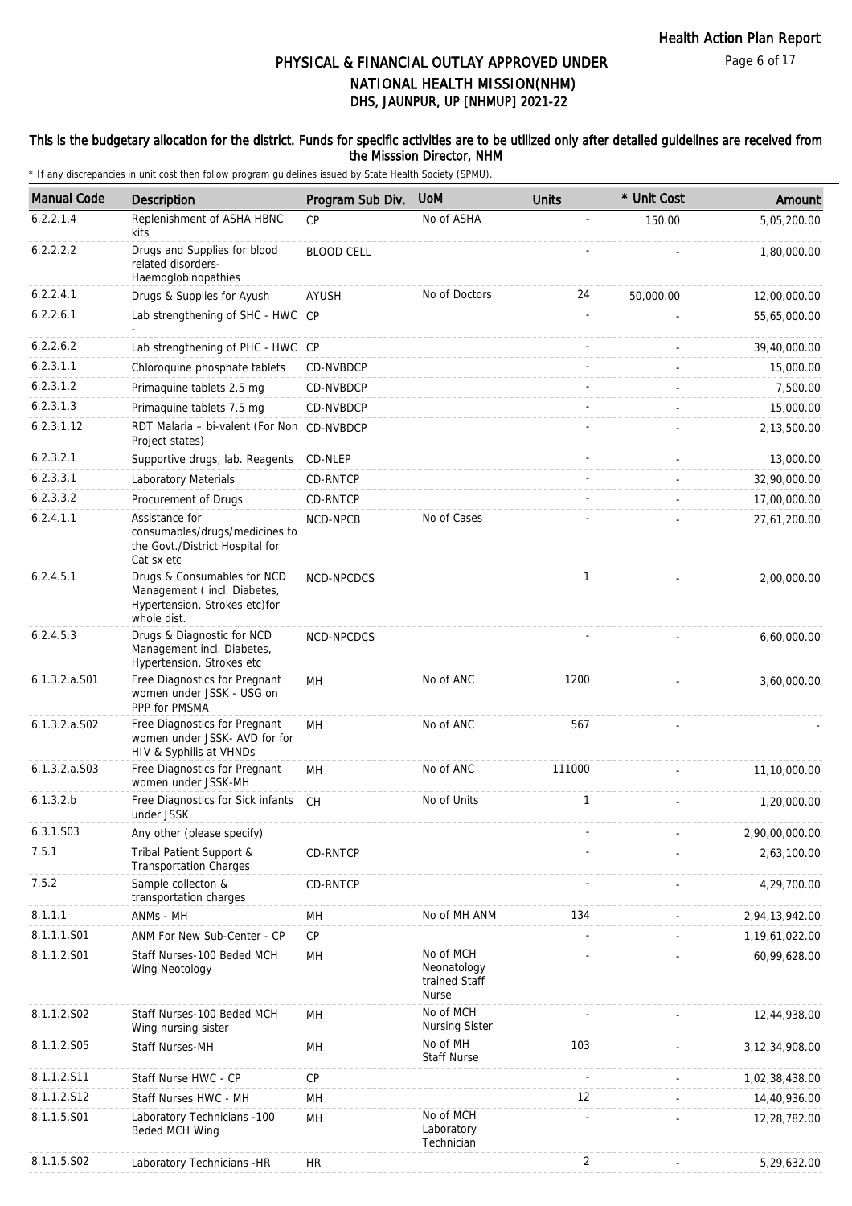# PHYSICAL & FINANCIAL OUTLAY APPROVED UNDER NATIONAL HEALTH MISSION(NHM)

## DHS, JAUNPUR, UP [NHMUP] 2021-22

**This is the budgetary allocation for the district. Funds for specific activities are to be utilized only after detailed guidelines are received from the Misssion Director, NHM**

\* If any discrepancies in unit cost then follow program guidelines issued by State Health Society (SPMU).

| Manual Code | Description | Program Sub Div. | UoM | Units | * Unit Cost | Amount |
|---|---|---|---|---|---|---|
| 6.2.2.1.4 | Replenishment of ASHA HBNC kits | CP | No of ASHA | - | 150.00 | 5,05,200.00 |
| 6.2.2.2.2 | Drugs and Supplies for blood related disorders-Haemoglobinopathies | BLOOD CELL | | - | - | 1,80,000.00 |
| 6.2.2.4.1 | Drugs & Supplies for Ayush | AYUSH | No of Doctors | 24 | 50,000.00 | 12,00,000.00 |
| 6.2.2.6.1 | Lab strengthening of SHC - HWC - | CP | | - | - | 55,65,000.00 |
| 6.2.2.6.2 | Lab strengthening of PHC - HWC | CP | | - | - | 39,40,000.00 |
| 6.2.3.1.1 | Chloroquine phosphate tablets | CD-NVBDCP | | - | - | 15,000.00 |
| 6.2.3.1.2 | Primaquine tablets 2.5 mg | CD-NVBDCP | | - | - | 7,500.00 |
| 6.2.3.1.3 | Primaquine tablets 7.5 mg | CD-NVBDCP | | - | - | 15,000.00 |
| 6.2.3.1.12 | RDT Malaria – bi-valent (For Non Project states) | CD-NVBDCP | | - | - | 2,13,500.00 |
| 6.2.3.2.1 | Supportive drugs, lab. Reagents | CD-NLEP | | - | - | 13,000.00 |
| 6.2.3.3.1 | Laboratory Materials | CD-RNTCP | | - | - | 32,90,000.00 |
| 6.2.3.3.2 | Procurement of Drugs | CD-RNTCP | | - | - | 17,00,000.00 |
| 6.2.4.1.1 | Assistance for consumables/drugs/medicines to the Govt./District Hospital for Cat sx etc | NCD-NPCB | No of Cases | - | - | 27,61,200.00 |
| 6.2.4.5.1 | Drugs & Consumables for NCD Management ( incl. Diabetes, Hypertension, Strokes etc)for whole dist. | NCD-NPCDCS | | 1 | - | 2,00,000.00 |
| 6.2.4.5.3 | Drugs & Diagnostic for NCD Management incl. Diabetes, Hypertension, Strokes etc | NCD-NPCDCS | | - | - | 6,60,000.00 |
| 6.1.3.2.a.S01 | Free Diagnostics for Pregnant women under JSSK - USG on PPP for PMSMA | MH | No of ANC | 1200 | - | 3,60,000.00 |
| 6.1.3.2.a.S02 | Free Diagnostics for Pregnant women under JSSK- AVD for for HIV & Syphilis at VHNDs | MH | No of ANC | 567 | - | - |
| 6.1.3.2.a.S03 | Free Diagnostics for Pregnant women under JSSK-MH | MH | No of ANC | 111000 | - | 11,10,000.00 |
| 6.1.3.2.b | Free Diagnostics for Sick infants under JSSK | CH | No of Units | 1 | - | 1,20,000.00 |
| 6.3.1.S03 | Any other (please specify) | | | - | - | 2,90,00,000.00 |
| 7.5.1 | Tribal Patient Support & Transportation Charges | CD-RNTCP | | - | - | 2,63,100.00 |
| 7.5.2 | Sample collecton & transportation charges | CD-RNTCP | | - | - | 4,29,700.00 |
| 8.1.1.1 | ANMs - MH | MH | No of MH ANM | 134 | - | 2,94,13,942.00 |
| 8.1.1.1.S01 | ANM For New Sub-Center - CP | CP | | - | - | 1,19,61,022.00 |
| 8.1.1.2.S01 | Staff Nurses-100 Beded MCH Wing Neotology | MH | No of MCH Neonatology trained Staff Nurse | - | - | 60,99,628.00 |
| 8.1.1.2.S02 | Staff Nurses-100 Beded MCH Wing nursing sister | MH | No of MCH Nursing Sister | - | - | 12,44,938.00 |
| 8.1.1.2.S05 | Staff Nurses-MH | MH | No of MH Staff Nurse | 103 | - | 3,12,34,908.00 |
| 8.1.1.2.S11 | Staff Nurse HWC - CP | CP | | - | - | 1,02,38,438.00 |
| 8.1.1.2.S12 | Staff Nurses HWC - MH | MH | | 12 | - | 14,40,936.00 |
| 8.1.1.5.S01 | Laboratory Technicians -100 Beded MCH Wing | MH | No of MCH Laboratory Technician | - | - | 12,28,782.00 |
| 8.1.1.5.S02 | Laboratory Technicians -HR | HR | | 2 | - | 5,29,632.00 |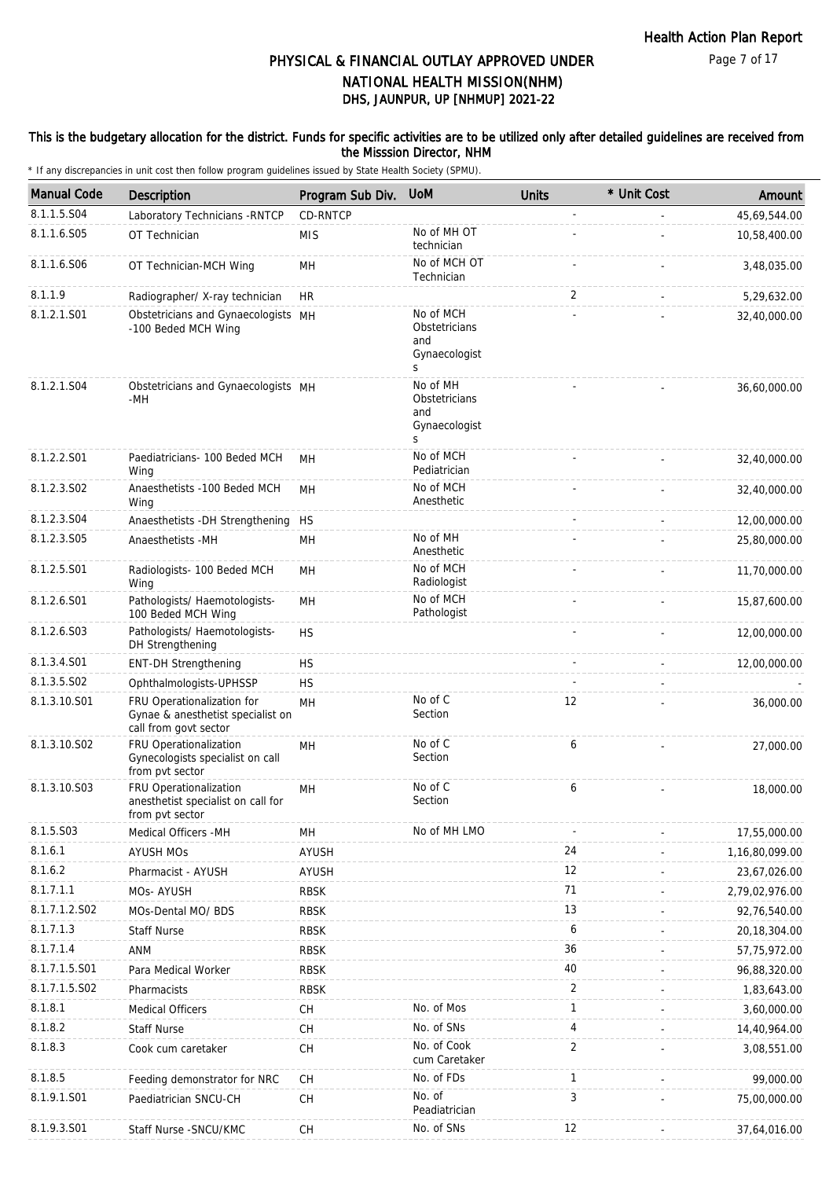# PHYSICAL & FINANCIAL OUTLAY APPROVED UNDER NATIONAL HEALTH MISSION(NHM)

## DHS, JAUNPUR, UP [NHMUP] 2021-22

**This is the budgetary allocation for the district. Funds for specific activities are to be utilized only after detailed guidelines are received from the Misssion Director, NHM**

\* If any discrepancies in unit cost then follow program guidelines issued by State Health Society (SPMU).

| Manual Code | Description | Program Sub Div. | UoM | Units | * Unit Cost | Amount |
|---|---|---|---|---|---|---|
| 8.1.1.5.S04 | Laboratory Technicians -RNTCP | CD-RNTCP | | - | - | 45,69,544.00 |
| 8.1.1.6.S05 | OT Technician | MIS | No of MH OT technician | - | - | 10,58,400.00 |
| 8.1.1.6.S06 | OT Technician-MCH Wing | MH | No of MCH OT Technician | - | - | 3,48,035.00 |
| 8.1.1.9 | Radiographer/ X-ray technician | HR | | 2 | - | 5,29,632.00 |
| 8.1.2.1.S01 | Obstetricians and Gynaecologists -100 Beded MCH Wing | MH | No of MCH Obstetricians and Gynaecologists | - | - | 32,40,000.00 |
| 8.1.2.1.S04 | Obstetricians and Gynaecologists -MH | MH | No of MH Obstetricians and Gynaecologists | - | - | 36,60,000.00 |
| 8.1.2.2.S01 | Paediatricians- 100 Beded MCH Wing | MH | No of MCH Pediatrician | - | - | 32,40,000.00 |
| 8.1.2.3.S02 | Anaesthetists -100 Beded MCH Wing | MH | No of MCH Anesthetic | - | - | 32,40,000.00 |
| 8.1.2.3.S04 | Anaesthetists -DH Strengthening | HS | | - | - | 12,00,000.00 |
| 8.1.2.3.S05 | Anaesthetists -MH | MH | No of MH Anesthetic | - | - | 25,80,000.00 |
| 8.1.2.5.S01 | Radiologists- 100 Beded MCH Wing | MH | No of MCH Radiologist | - | - | 11,70,000.00 |
| 8.1.2.6.S01 | Pathologists/ Haemotologists-100 Beded MCH Wing | MH | No of MCH Pathologist | - | - | 15,87,600.00 |
| 8.1.2.6.S03 | Pathologists/ Haemotologists-DH Strengthening | HS | | - | - | 12,00,000.00 |
| 8.1.3.4.S01 | ENT-DH Strengthening | HS | | - | - | 12,00,000.00 |
| 8.1.3.5.S02 | Ophthalmologists-UPHSSP | HS | | - | - | - |
| 8.1.3.10.S01 | FRU Operationalization for Gynae & anesthetist specialist on call from govt sector | MH | No of C Section | 12 | - | 36,000.00 |
| 8.1.3.10.S02 | FRU Operationalization Gynecologists specialist on call from pvt sector | MH | No of C Section | 6 | - | 27,000.00 |
| 8.1.3.10.S03 | FRU Operationalization anesthetist specialist on call for from pvt sector | MH | No of C Section | 6 | - | 18,000.00 |
| 8.1.5.S03 | Medical Officers -MH | MH | No of MH LMO | - | - | 17,55,000.00 |
| 8.1.6.1 | AYUSH MOs | AYUSH | | 24 | - | 1,16,80,099.00 |
| 8.1.6.2 | Pharmacist - AYUSH | AYUSH | | 12 | - | 23,67,026.00 |
| 8.1.7.1.1 | MOs- AYUSH | RBSK | | 71 | - | 2,79,02,976.00 |
| 8.1.7.1.2.S02 | MOs-Dental MO/ BDS | RBSK | | 13 | - | 92,76,540.00 |
| 8.1.7.1.3 | Staff Nurse | RBSK | | 6 | - | 20,18,304.00 |
| 8.1.7.1.4 | ANM | RBSK | | 36 | - | 57,75,972.00 |
| 8.1.7.1.5.S01 | Para Medical Worker | RBSK | | 40 | - | 96,88,320.00 |
| 8.1.7.1.5.S02 | Pharmacists | RBSK | | 2 | - | 1,83,643.00 |
| 8.1.8.1 | Medical Officers | CH | No. of Mos | 1 | - | 3,60,000.00 |
| 8.1.8.2 | Staff Nurse | CH | No. of SNs | 4 | - | 14,40,964.00 |
| 8.1.8.3 | Cook cum caretaker | CH | No. of Cook cum Caretaker | 2 | - | 3,08,551.00 |
| 8.1.8.5 | Feeding demonstrator for NRC | CH | No. of FDs | 1 | - | 99,000.00 |
| 8.1.9.1.S01 | Paediatrician SNCU-CH | CH | No. of Peadiatrician | 3 | - | 75,00,000.00 |
| 8.1.9.3.S01 | Staff Nurse -SNCU/KMC | CH | No. of SNs | 12 | - | 37,64,016.00 |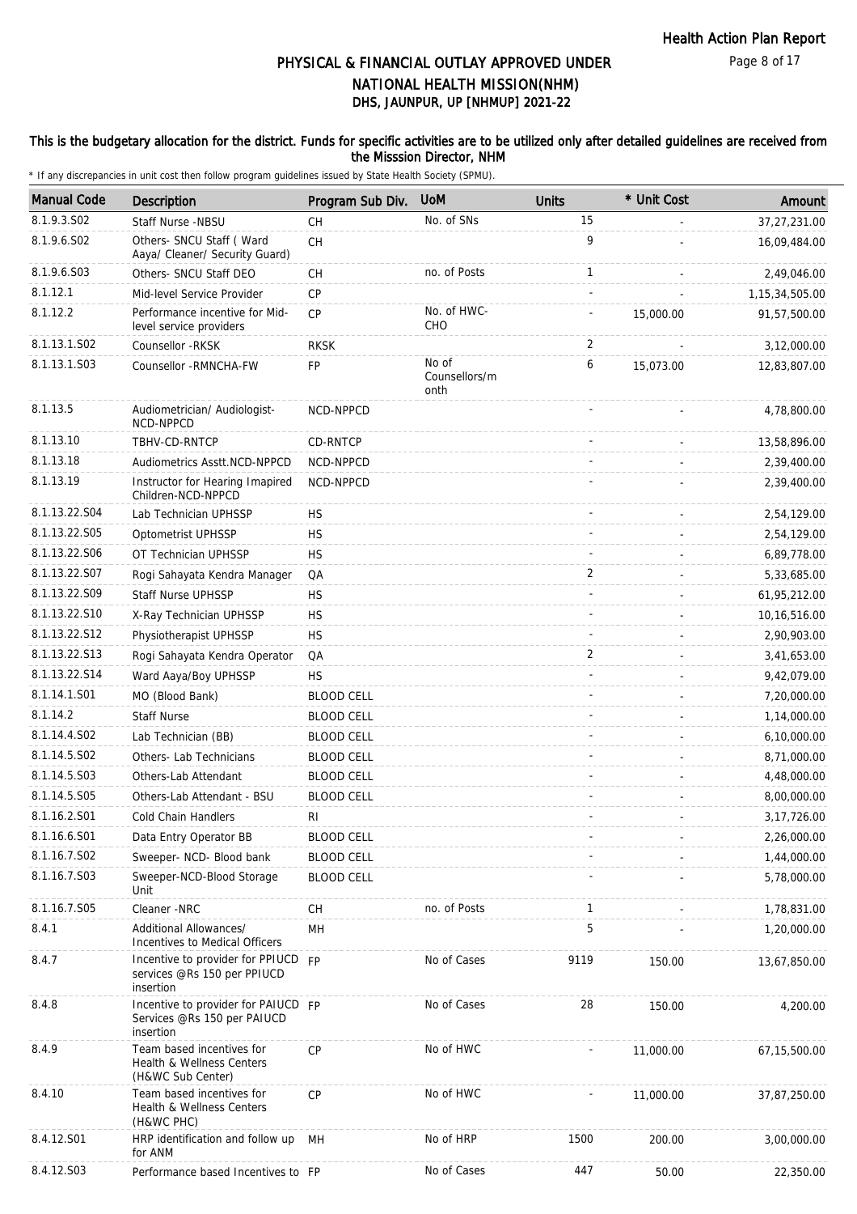# PHYSICAL & FINANCIAL OUTLAY APPROVED UNDER NATIONAL HEALTH MISSION(NHM)

## DHS, JAUNPUR, UP [NHMUP] 2021-22

### This is the budgetary allocation for the district. Funds for specific activities are to be utilized only after detailed guidelines are received from the Misssion Director, NHM

\* If any discrepancies in unit cost then follow program guidelines issued by State Health Society (SPMU).

| Manual Code | Description | Program Sub Div. | UoM | Units | * Unit Cost | Amount |
|---|---|---|---|---|---|---|
| 8.1.9.3.S02 | Staff Nurse -NBSU | CH | No. of SNs | 15 | - | 37,27,231.00 |
| 8.1.9.6.S02 | Others- SNCU Staff ( Ward Aaya/ Cleaner/ Security Guard) | CH | | 9 | - | 16,09,484.00 |
| 8.1.9.6.S03 | Others- SNCU Staff DEO | CH | no. of Posts | 1 | - | 2,49,046.00 |
| 8.1.12.1 | Mid-level Service Provider | CP | | - | - | 1,15,34,505.00 |
| 8.1.12.2 | Performance incentive for Mid-level service providers | CP | No. of HWC-CHO | - | 15,000.00 | 91,57,500.00 |
| 8.1.13.1.S02 | Counsellor -RKSK | RKSK | | 2 | - | 3,12,000.00 |
| 8.1.13.1.S03 | Counsellor -RMNCHA-FW | FP | No of Counsellors/month | 6 | 15,073.00 | 12,83,807.00 |
| 8.1.13.5 | Audiometrician/ Audiologist-NCD-NPPCD | NCD-NPPCD | | - | - | 4,78,800.00 |
| 8.1.13.10 | TBHV-CD-RNTCP | CD-RNTCP | | - | - | 13,58,896.00 |
| 8.1.13.18 | Audiometrics Asstt.NCD-NPPCD | NCD-NPPCD | | - | - | 2,39,400.00 |
| 8.1.13.19 | Instructor for Hearing Imapired Children-NCD-NPPCD | NCD-NPPCD | | - | - | 2,39,400.00 |
| 8.1.13.22.S04 | Lab Technician UPHSSP | HS | | - | - | 2,54,129.00 |
| 8.1.13.22.S05 | Optometrist UPHSSP | HS | | - | - | 2,54,129.00 |
| 8.1.13.22.S06 | OT Technician UPHSSP | HS | | - | - | 6,89,778.00 |
| 8.1.13.22.S07 | Rogi Sahayata Kendra Manager | QA | | 2 | - | 5,33,685.00 |
| 8.1.13.22.S09 | Staff Nurse UPHSSP | HS | | - | - | 61,95,212.00 |
| 8.1.13.22.S10 | X-Ray Technician UPHSSP | HS | | - | - | 10,16,516.00 |
| 8.1.13.22.S12 | Physiotherapist UPHSSP | HS | | - | - | 2,90,903.00 |
| 8.1.13.22.S13 | Rogi Sahayata Kendra Operator | QA | | 2 | - | 3,41,653.00 |
| 8.1.13.22.S14 | Ward Aaya/Boy UPHSSP | HS | | - | - | 9,42,079.00 |
| 8.1.14.1.S01 | MO (Blood Bank) | BLOOD CELL | | - | - | 7,20,000.00 |
| 8.1.14.2 | Staff Nurse | BLOOD CELL | | - | - | 1,14,000.00 |
| 8.1.14.4.S02 | Lab Technician (BB) | BLOOD CELL | | - | - | 6,10,000.00 |
| 8.1.14.5.S02 | Others- Lab Technicians | BLOOD CELL | | - | - | 8,71,000.00 |
| 8.1.14.5.S03 | Others-Lab Attendant | BLOOD CELL | | - | - | 4,48,000.00 |
| 8.1.14.5.S05 | Others-Lab Attendant - BSU | BLOOD CELL | | - | - | 8,00,000.00 |
| 8.1.16.2.S01 | Cold Chain Handlers | RI | | - | - | 3,17,726.00 |
| 8.1.16.6.S01 | Data Entry Operator BB | BLOOD CELL | | - | - | 2,26,000.00 |
| 8.1.16.7.S02 | Sweeper- NCD- Blood bank | BLOOD CELL | | - | - | 1,44,000.00 |
| 8.1.16.7.S03 | Sweeper-NCD-Blood Storage Unit | BLOOD CELL | | - | - | 5,78,000.00 |
| 8.1.16.7.S05 | Cleaner -NRC | CH | no. of Posts | 1 | - | 1,78,831.00 |
| 8.4.1 | Additional Allowances/ Incentives to Medical Officers | MH | | 5 | - | 1,20,000.00 |
| 8.4.7 | Incentive to provider for PPIUCD services @Rs 150 per PPIUCD insertion | FP | No of Cases | 9119 | 150.00 | 13,67,850.00 |
| 8.4.8 | Incentive to provider for PAIUCD Services @Rs 150 per PAIUCD insertion | FP | No of Cases | 28 | 150.00 | 4,200.00 |
| 8.4.9 | Team based incentives for Health & Wellness Centers (H&WC Sub Center) | CP | No of HWC | - | 11,000.00 | 67,15,500.00 |
| 8.4.10 | Team based incentives for Health & Wellness Centers (H&WC PHC) | CP | No of HWC | - | 11,000.00 | 37,87,250.00 |
| 8.4.12.S01 | HRP identification and follow up for ANM | MH | No of HRP | 1500 | 200.00 | 3,00,000.00 |
| 8.4.12.S03 | Performance based Incentives to | FP | No of Cases | 447 | 50.00 | 22,350.00 |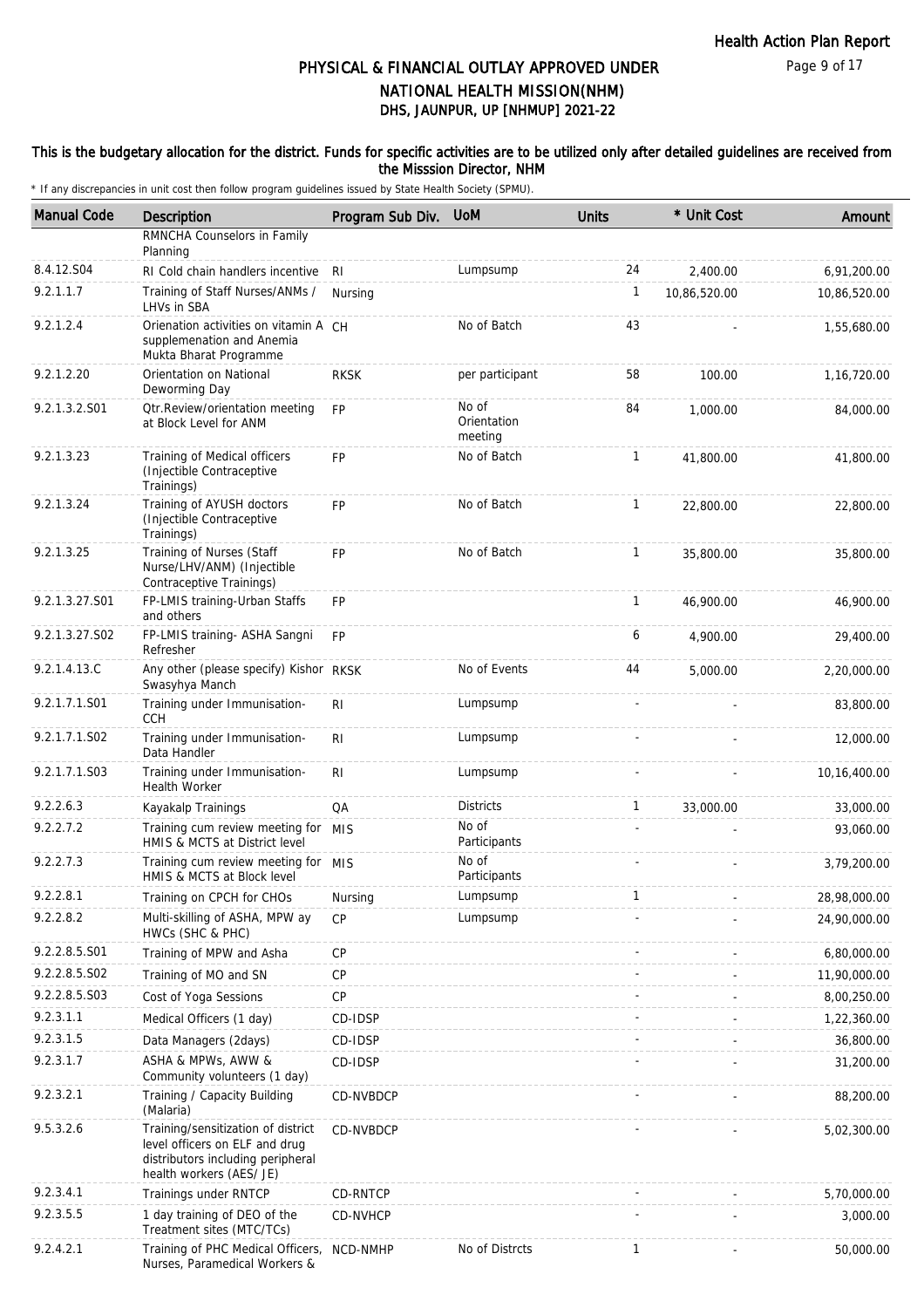# PHYSICAL & FINANCIAL OUTLAY APPROVED UNDER NATIONAL HEALTH MISSION(NHM)
## DHS, JAUNPUR, UP [NHMUP] 2021-22

**This is the budgetary allocation for the district. Funds for specific activities are to be utilized only after detailed guidelines are received from the Misssion Director, NHM**

\* If any discrepancies in unit cost then follow program guidelines issued by State Health Society (SPMU).

| Manual Code | Description | Program Sub Div. | UoM | Units | * Unit Cost | Amount |
|---|---|---|---|---|---|---|
| | RMNCHA Counselors in Family Planning | | | | | |
| 8.4.12.S04 | RI Cold chain handlers incentive | RI | Lumpsump | 24 | 2,400.00 | 6,91,200.00 |
| 9.2.1.1.7 | Training of Staff Nurses/ANMs / LHVs in SBA | Nursing | | 1 | 10,86,520.00 | 10,86,520.00 |
| 9.2.1.2.4 | Orienation activities on vitamin A supplemenation and Anemia Mukta Bharat Programme | CH | No of Batch | 43 | - | 1,55,680.00 |
| 9.2.1.2.20 | Orientation on National Deworming Day | RKSK | per participant | 58 | 100.00 | 1,16,720.00 |
| 9.2.1.3.2.S01 | Qtr.Review/orientation meeting at Block Level for ANM | FP | No of Orientation meeting | 84 | 1,000.00 | 84,000.00 |
| 9.2.1.3.23 | Training of Medical officers (Injectible Contraceptive Trainings) | FP | No of Batch | 1 | 41,800.00 | 41,800.00 |
| 9.2.1.3.24 | Training of AYUSH doctors (Injectible Contraceptive Trainings) | FP | No of Batch | 1 | 22,800.00 | 22,800.00 |
| 9.2.1.3.25 | Training of Nurses (Staff Nurse/LHV/ANM) (Injectible Contraceptive Trainings) | FP | No of Batch | 1 | 35,800.00 | 35,800.00 |
| 9.2.1.3.27.S01 | FP-LMIS training-Urban Staffs and others | FP | | 1 | 46,900.00 | 46,900.00 |
| 9.2.1.3.27.S02 | FP-LMIS training- ASHA Sangni Refresher | FP | | 6 | 4,900.00 | 29,400.00 |
| 9.2.1.4.13.C | Any other (please specify) Kishor Swasyhya Manch | RKSK | No of Events | 44 | 5,000.00 | 2,20,000.00 |
| 9.2.1.7.1.S01 | Training under Immunisation-CCH | RI | Lumpsump | - | - | 83,800.00 |
| 9.2.1.7.1.S02 | Training under Immunisation-Data Handler | RI | Lumpsump | - | - | 12,000.00 |
| 9.2.1.7.1.S03 | Training under Immunisation-Health Worker | RI | Lumpsump | - | - | 10,16,400.00 |
| 9.2.2.6.3 | Kayakalp Trainings | QA | Districts | 1 | 33,000.00 | 33,000.00 |
| 9.2.2.7.2 | Training cum review meeting for HMIS & MCTS at District level | MIS | No of Participants | - | - | 93,060.00 |
| 9.2.2.7.3 | Training cum review meeting for HMIS & MCTS at Block level | MIS | No of Participants | - | - | 3,79,200.00 |
| 9.2.2.8.1 | Training on CPCH for CHOs | Nursing | Lumpsump | 1 | - | 28,98,000.00 |
| 9.2.2.8.2 | Multi-skilling of ASHA, MPW ay HWCs (SHC & PHC) | CP | Lumpsump | - | - | 24,90,000.00 |
| 9.2.2.8.5.S01 | Training of MPW and Asha | CP | | - | - | 6,80,000.00 |
| 9.2.2.8.5.S02 | Training of MO and SN | CP | | - | - | 11,90,000.00 |
| 9.2.2.8.5.S03 | Cost of Yoga Sessions | CP | | - | - | 8,00,250.00 |
| 9.2.3.1.1 | Medical Officers (1 day) | CD-IDSP | | - | - | 1,22,360.00 |
| 9.2.3.1.5 | Data Managers (2days) | CD-IDSP | | - | - | 36,800.00 |
| 9.2.3.1.7 | ASHA & MPWs, AWW & Community volunteers (1 day) | CD-IDSP | | - | - | 31,200.00 |
| 9.2.3.2.1 | Training / Capacity Building (Malaria) | CD-NVBDCP | | - | - | 88,200.00 |
| 9.5.3.2.6 | Training/sensitization of district level officers on ELF and drug distributors including peripheral health workers (AES/ JE) | CD-NVBDCP | | - | - | 5,02,300.00 |
| 9.2.3.4.1 | Trainings under RNTCP | CD-RNTCP | | - | - | 5,70,000.00 |
| 9.2.3.5.5 | 1 day training of DEO of the Treatment sites (MTC/TCs) | CD-NVHCP | | - | - | 3,000.00 |
| 9.2.4.2.1 | Training of PHC Medical Officers, Nurses, Paramedical Workers & | NCD-NMHP | No of Distrcts | 1 | - | 50,000.00 |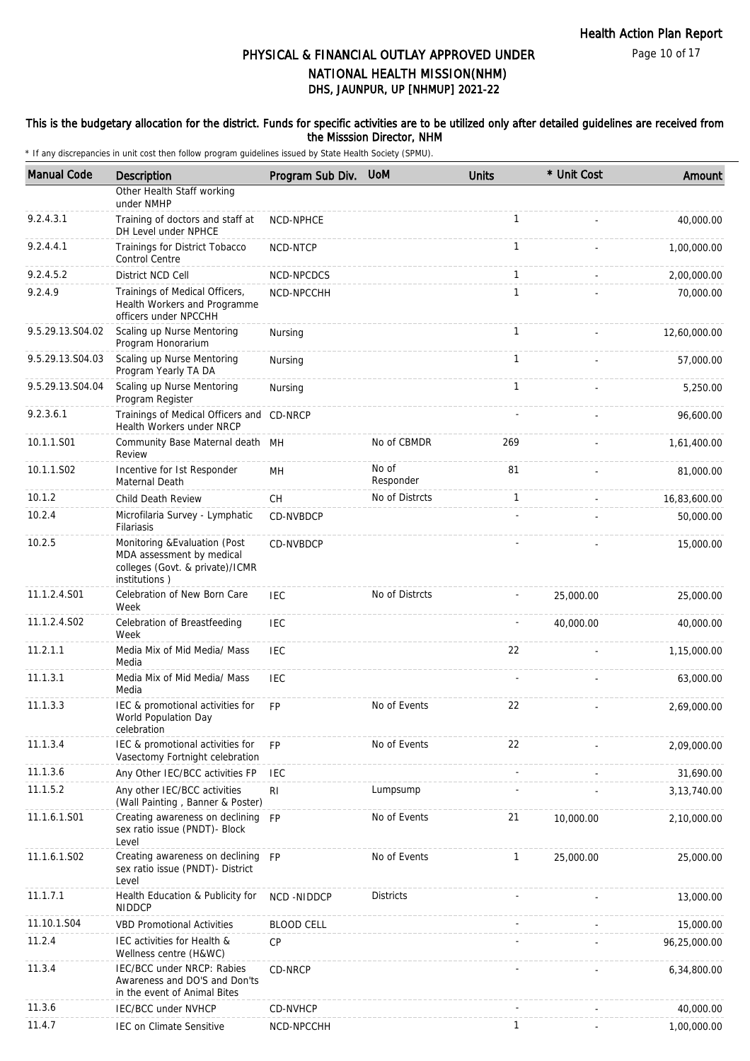# PHYSICAL & FINANCIAL OUTLAY APPROVED UNDER NATIONAL HEALTH MISSION(NHM)
## DHS, JAUNPUR, UP [NHMUP] 2021-22

**This is the budgetary allocation for the district. Funds for specific activities are to be utilized only after detailed guidelines are received from the Misssion Director, NHM**

\* If any discrepancies in unit cost then follow program guidelines issued by State Health Society (SPMU).

| Manual Code | Description | Program Sub Div. | UoM | Units | * Unit Cost | Amount |
|---|---|---|---|---|---|---|
| | Other Health Staff working under NMHP | | | | | |
| 9.2.4.3.1 | Training of doctors and staff at DH Level under NPHCE | NCD-NPHCE | | 1 | - | 40,000.00 |
| 9.2.4.4.1 | Trainings for District Tobacco Control Centre | NCD-NTCP | | 1 | - | 1,00,000.00 |
| 9.2.4.5.2 | District NCD Cell | NCD-NPCDCS | | 1 | - | 2,00,000.00 |
| 9.2.4.9 | Trainings of Medical Officers, Health Workers and Programme officers under NPCCHH | NCD-NPCCHH | | 1 | - | 70,000.00 |
| 9.5.29.13.S04.02 | Scaling up Nurse Mentoring Program Honorarium | Nursing | | 1 | - | 12,60,000.00 |
| 9.5.29.13.S04.03 | Scaling up Nurse Mentoring Program Yearly TA DA | Nursing | | 1 | - | 57,000.00 |
| 9.5.29.13.S04.04 | Scaling up Nurse Mentoring Program Register | Nursing | | 1 | - | 5,250.00 |
| 9.2.3.6.1 | Trainings of Medical Officers and Health Workers under NRCP | CD-NRCP | | - | - | 96,600.00 |
| 10.1.1.S01 | Community Base Maternal death Review | MH | No of CBMDR | 269 | - | 1,61,400.00 |
| 10.1.1.S02 | Incentive for Ist Responder Maternal Death | MH | No of Responder | 81 | - | 81,000.00 |
| 10.1.2 | Child Death Review | CH | No of Distrcts | 1 | - | 16,83,600.00 |
| 10.2.4 | Microfilaria Survey - Lymphatic Filariasis | CD-NVBDCP | | - | - | 50,000.00 |
| 10.2.5 | Monitoring &Evaluation (Post MDA assessment by medical colleges (Govt. & private)/ICMR institutions ) | CD-NVBDCP | | - | - | 15,000.00 |
| 11.1.2.4.S01 | Celebration of New Born Care Week | IEC | No of Distrcts | - | 25,000.00 | 25,000.00 |
| 11.1.2.4.S02 | Celebration of Breastfeeding Week | IEC | | - | 40,000.00 | 40,000.00 |
| 11.2.1.1 | Media Mix of Mid Media/ Mass Media | IEC | | 22 | - | 1,15,000.00 |
| 11.1.3.1 | Media Mix of Mid Media/ Mass Media | IEC | | - | - | 63,000.00 |
| 11.1.3.3 | IEC & promotional activities for World Population Day celebration | FP | No of Events | 22 | - | 2,69,000.00 |
| 11.1.3.4 | IEC & promotional activities for Vasectomy Fortnight celebration | FP | No of Events | 22 | - | 2,09,000.00 |
| 11.1.3.6 | Any Other IEC/BCC activities FP | IEC | | - | - | 31,690.00 |
| 11.1.5.2 | Any other IEC/BCC activities (Wall Painting , Banner & Poster) | RI | Lumpsump | - | - | 3,13,740.00 |
| 11.1.6.1.S01 | Creating awareness on declining sex ratio issue (PNDT)- Block Level | FP | No of Events | 21 | 10,000.00 | 2,10,000.00 |
| 11.1.6.1.S02 | Creating awareness on declining sex ratio issue (PNDT)- District Level | FP | No of Events | 1 | 25,000.00 | 25,000.00 |
| 11.1.7.1 | Health Education & Publicity for NIDDCP | NCD -NIDDCP | Districts | - | - | 13,000.00 |
| 11.10.1.S04 | VBD Promotional Activities | BLOOD CELL | | - | - | 15,000.00 |
| 11.2.4 | IEC activities for Health & Wellness centre (H&WC) | CP | | - | - | 96,25,000.00 |
| 11.3.4 | IEC/BCC under NRCP: Rabies Awareness and DO'S and Don'ts in the event of Animal Bites | CD-NRCP | | - | - | 6,34,800.00 |
| 11.3.6 | IEC/BCC under NVHCP | CD-NVHCP | | - | - | 40,000.00 |
| 11.4.7 | IEC on Climate Sensitive | NCD-NPCCHH | | 1 | - | 1,00,000.00 |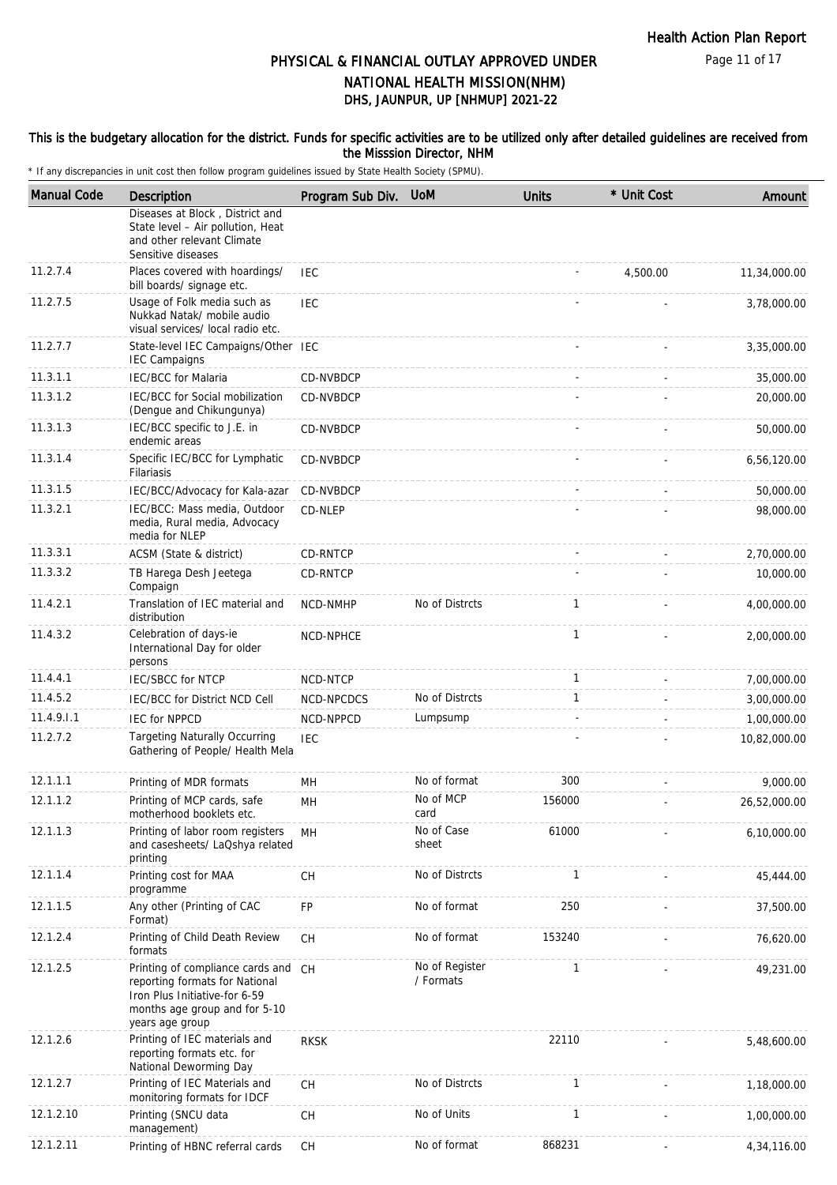# PHYSICAL & FINANCIAL OUTLAY APPROVED UNDER NATIONAL HEALTH MISSION(NHM)

## DHS, JAUNPUR, UP [NHMUP] 2021-22

### This is the budgetary allocation for the district. Funds for specific activities are to be utilized only after detailed guidelines are received from the Misssion Director, NHM

\* If any discrepancies in unit cost then follow program guidelines issued by State Health Society (SPMU).

| Manual Code | Description | Program Sub Div. | UoM | Units | * Unit Cost | Amount |
|---|---|---|---|---|---|---|
| | Diseases at Block , District and State level – Air pollution, Heat and other relevant Climate Sensitive diseases | | | | | |
| 11.2.7.4 | Places covered with hoardings/ bill boards/ signage etc. | IEC | | - | 4,500.00 | 11,34,000.00 |
| 11.2.7.5 | Usage of Folk media such as Nukkad Natak/ mobile audio visual services/ local radio etc. | IEC | | - | - | 3,78,000.00 |
| 11.2.7.7 | State-level IEC Campaigns/Other IEC Campaigns | IEC | | - | - | 3,35,000.00 |
| 11.3.1.1 | IEC/BCC for Malaria | CD-NVBDCP | | - | - | 35,000.00 |
| 11.3.1.2 | IEC/BCC for Social mobilization (Dengue and Chikungunya) | CD-NVBDCP | | - | - | 20,000.00 |
| 11.3.1.3 | IEC/BCC specific to J.E. in endemic areas | CD-NVBDCP | | - | - | 50,000.00 |
| 11.3.1.4 | Specific IEC/BCC for Lymphatic Filariasis | CD-NVBDCP | | - | - | 6,56,120.00 |
| 11.3.1.5 | IEC/BCC/Advocacy for Kala-azar | CD-NVBDCP | | - | - | 50,000.00 |
| 11.3.2.1 | IEC/BCC: Mass media, Outdoor media, Rural media, Advocacy media for NLEP | CD-NLEP | | - | - | 98,000.00 |
| 11.3.3.1 | ACSM (State & district) | CD-RNTCP | | - | - | 2,70,000.00 |
| 11.3.3.2 | TB Harega Desh Jeetega Compaign | CD-RNTCP | | - | - | 10,000.00 |
| 11.4.2.1 | Translation of IEC material and distribution | NCD-NMHP | No of Distrcts | 1 | - | 4,00,000.00 |
| 11.4.3.2 | Celebration of days-ie International Day for older persons | NCD-NPHCE | | 1 | - | 2,00,000.00 |
| 11.4.4.1 | IEC/SBCC for NTCP | NCD-NTCP | | 1 | - | 7,00,000.00 |
| 11.4.5.2 | IEC/BCC for District NCD Cell | NCD-NPCDCS | No of Distrcts | 1 | - | 3,00,000.00 |
| 11.4.9.I.1 | IEC for NPPCD | NCD-NPPCD | Lumpsump | - | - | 1,00,000.00 |
| 11.2.7.2 | Targeting Naturally Occurring Gathering of People/ Health Mela | IEC | | - | - | 10,82,000.00 |
| 12.1.1.1 | Printing of MDR formats | MH | No of format | 300 | - | 9,000.00 |
| 12.1.1.2 | Printing of MCP cards, safe motherhood booklets etc. | MH | No of MCP card | 156000 | - | 26,52,000.00 |
| 12.1.1.3 | Printing of labor room registers and casesheets/ LaQshya related printing | MH | No of Case sheet | 61000 | - | 6,10,000.00 |
| 12.1.1.4 | Printing cost for MAA programme | CH | No of Distrcts | 1 | - | 45,444.00 |
| 12.1.1.5 | Any other (Printing of CAC Format) | FP | No of format | 250 | - | 37,500.00 |
| 12.1.2.4 | Printing of Child Death Review formats | CH | No of format | 153240 | - | 76,620.00 |
| 12.1.2.5 | Printing of compliance cards and reporting formats for National Iron Plus Initiative-for 6-59 months age group and for 5-10 years age group | CH | No of Register / Formats | 1 | - | 49,231.00 |
| 12.1.2.6 | Printing of IEC materials and reporting formats etc. for National Deworming Day | RKSK | | 22110 | - | 5,48,600.00 |
| 12.1.2.7 | Printing of IEC Materials and monitoring formats for IDCF | CH | No of Distrcts | 1 | - | 1,18,000.00 |
| 12.1.2.10 | Printing (SNCU data management) | CH | No of Units | 1 | - | 1,00,000.00 |
| 12.1.2.11 | Printing of HBNC referral cards | CH | No of format | 868231 | - | 4,34,116.00 |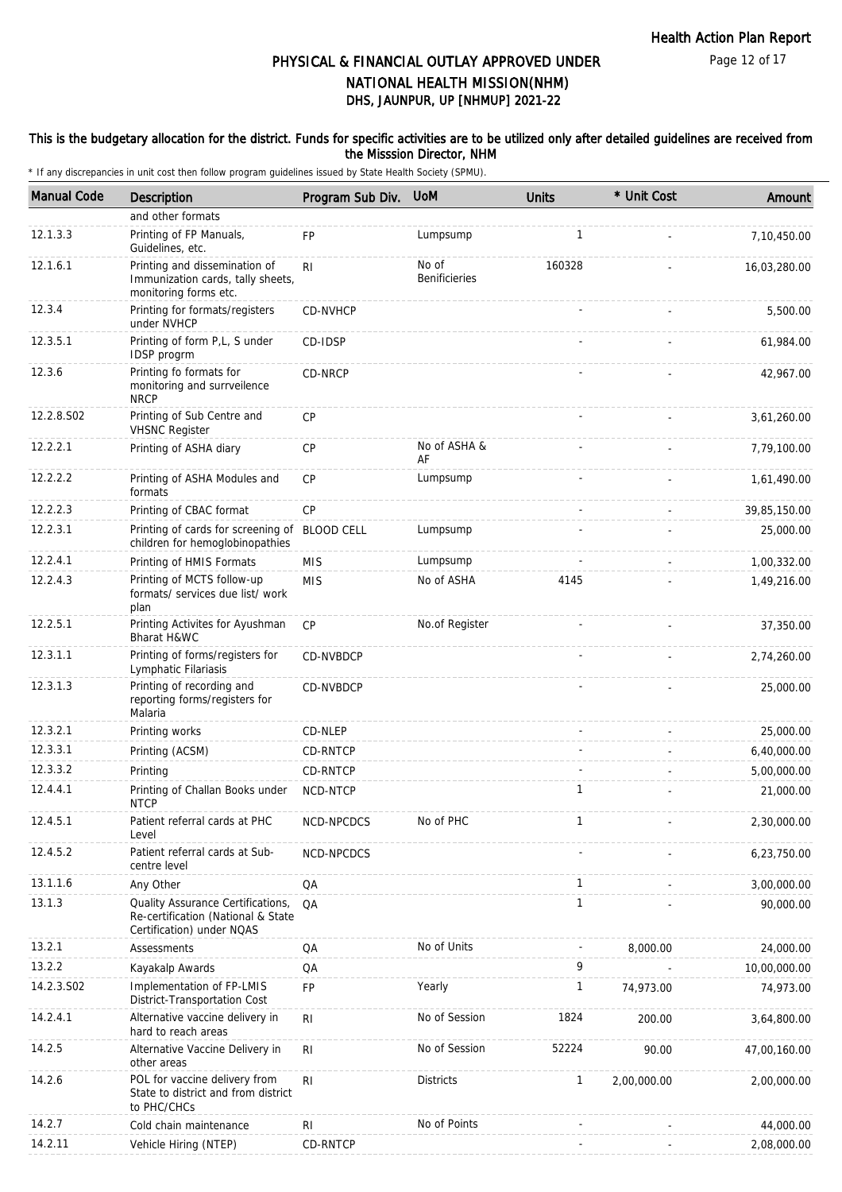# PHYSICAL & FINANCIAL OUTLAY APPROVED UNDER NATIONAL HEALTH MISSION(NHM)
## DHS, JAUNPUR, UP [NHMUP] 2021-22

This is the budgetary allocation for the district. Funds for specific activities are to be utilized only after detailed guidelines are received from the Misssion Director, NHM

\* If any discrepancies in unit cost then follow program guidelines issued by State Health Society (SPMU).

| Manual Code | Description | Program Sub Div. | UoM | Units | * Unit Cost | Amount |
|---|---|---|---|---|---|---|
| | and other formats | | | | | |
| 12.1.3.3 | Printing of FP Manuals, Guidelines, etc. | FP | Lumpsump | 1 | - | 7,10,450.00 |
| 12.1.6.1 | Printing and dissemination of Immunization cards, tally sheets, monitoring forms etc. | RI | No of Benificieries | 160328 | - | 16,03,280.00 |
| 12.3.4 | Printing for formats/registers under NVHCP | CD-NVHCP | | - | - | 5,500.00 |
| 12.3.5.1 | Printing of form P,L, S under IDSP progrm | CD-IDSP | | - | - | 61,984.00 |
| 12.3.6 | Printing fo formats for monitoring and surrveilence NRCP | CD-NRCP | | - | - | 42,967.00 |
| 12.2.8.S02 | Printing of Sub Centre and VHSNC Register | CP | | - | - | 3,61,260.00 |
| 12.2.2.1 | Printing of ASHA diary | CP | No of ASHA & AF | - | - | 7,79,100.00 |
| 12.2.2.2 | Printing of ASHA Modules and formats | CP | Lumpsump | - | - | 1,61,490.00 |
| 12.2.2.3 | Printing of CBAC format | CP | | - | - | 39,85,150.00 |
| 12.2.3.1 | Printing of cards for screening of children for hemoglobinopathies | BLOOD CELL | Lumpsump | - | - | 25,000.00 |
| 12.2.4.1 | Printing of HMIS Formats | MIS | Lumpsump | - | - | 1,00,332.00 |
| 12.2.4.3 | Printing of MCTS follow-up formats/ services due list/ work plan | MIS | No of ASHA | 4145 | - | 1,49,216.00 |
| 12.2.5.1 | Printing Activites for Ayushman Bharat H&WC | CP | No.of Register | - | - | 37,350.00 |
| 12.3.1.1 | Printing of forms/registers for Lymphatic Filariasis | CD-NVBDCP | | - | - | 2,74,260.00 |
| 12.3.1.3 | Printing of recording and reporting forms/registers for Malaria | CD-NVBDCP | | - | - | 25,000.00 |
| 12.3.2.1 | Printing works | CD-NLEP | | - | - | 25,000.00 |
| 12.3.3.1 | Printing (ACSM) | CD-RNTCP | | - | - | 6,40,000.00 |
| 12.3.3.2 | Printing | CD-RNTCP | | - | - | 5,00,000.00 |
| 12.4.4.1 | Printing of Challan Books under NTCP | NCD-NTCP | | 1 | - | 21,000.00 |
| 12.4.5.1 | Patient referral cards at PHC Level | NCD-NPCDCS | No of PHC | 1 | - | 2,30,000.00 |
| 12.4.5.2 | Patient referral cards at Sub-centre level | NCD-NPCDCS | | - | - | 6,23,750.00 |
| 13.1.1.6 | Any Other | QA | | 1 | - | 3,00,000.00 |
| 13.1.3 | Quality Assurance Certifications, Re-certification (National & State Certification) under NQAS | QA | | 1 | - | 90,000.00 |
| 13.2.1 | Assessments | QA | No of Units | - | 8,000.00 | 24,000.00 |
| 13.2.2 | Kayakalp Awards | QA | | 9 | - | 10,00,000.00 |
| 14.2.3.S02 | Implementation of FP-LMIS District-Transportation Cost | FP | Yearly | 1 | 74,973.00 | 74,973.00 |
| 14.2.4.1 | Alternative vaccine delivery in hard to reach areas | RI | No of Session | 1824 | 200.00 | 3,64,800.00 |
| 14.2.5 | Alternative Vaccine Delivery in other areas | RI | No of Session | 52224 | 90.00 | 47,00,160.00 |
| 14.2.6 | POL for vaccine delivery from State to district and from district to PHC/CHCs | RI | Districts | 1 | 2,00,000.00 | 2,00,000.00 |
| 14.2.7 | Cold chain maintenance | RI | No of Points | - | - | 44,000.00 |
| 14.2.11 | Vehicle Hiring (NTEP) | CD-RNTCP | | - | - | 2,08,000.00 |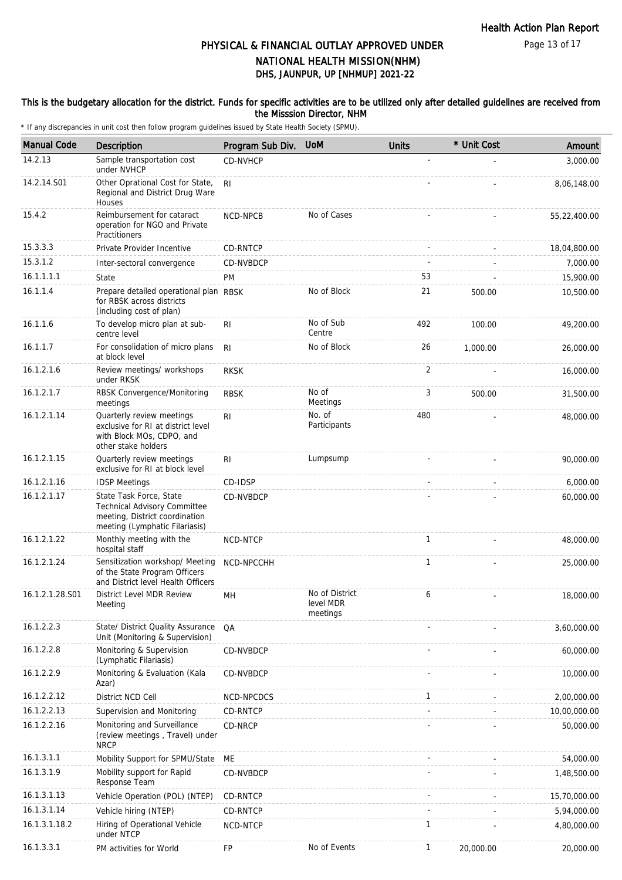# PHYSICAL & FINANCIAL OUTLAY APPROVED UNDER NATIONAL HEALTH MISSION(NHM)

## DHS, JAUNPUR, UP [NHMUP] 2021-22

**This is the budgetary allocation for the district. Funds for specific activities are to be utilized only after detailed guidelines are received from the Misssion Director, NHM**

\* If any discrepancies in unit cost then follow program guidelines issued by State Health Society (SPMU).

| Manual Code | Description | Program Sub Div. | UoM | Units | * Unit Cost | Amount |
|---|---|---|---|---|---|---|
| 14.2.13 | Sample transportation cost under NVHCP | CD-NVHCP | | - | - | 3,000.00 |
| 14.2.14.S01 | Other Oprational Cost for State, Regional and District Drug Ware Houses | RI | | - | - | 8,06,148.00 |
| 15.4.2 | Reimbursement for cataract operation for NGO and Private Practitioners | NCD-NPCB | No of Cases | - | - | 55,22,400.00 |
| 15.3.3.3 | Private Provider Incentive | CD-RNTCP | | - | - | 18,04,800.00 |
| 15.3.1.2 | Inter-sectoral convergence | CD-NVBDCP | | - | - | 7,000.00 |
| 16.1.1.1.1 | State | PM | | 53 | - | 15,900.00 |
| 16.1.1.4 | Prepare detailed operational plan for RBSK across districts (including cost of plan) | RBSK | No of Block | 21 | 500.00 | 10,500.00 |
| 16.1.1.6 | To develop micro plan at sub-centre level | RI | No of Sub Centre | 492 | 100.00 | 49,200.00 |
| 16.1.1.7 | For consolidation of micro plans at block level | RI | No of Block | 26 | 1,000.00 | 26,000.00 |
| 16.1.2.1.6 | Review meetings/ workshops under RKSK | RKSK | | 2 | - | 16,000.00 |
| 16.1.2.1.7 | RBSK Convergence/Monitoring meetings | RBSK | No of Meetings | 3 | 500.00 | 31,500.00 |
| 16.1.2.1.14 | Quarterly review meetings exclusive for RI at district level with Block MOs, CDPO, and other stake holders | RI | No. of Participants | 480 | - | 48,000.00 |
| 16.1.2.1.15 | Quarterly review meetings exclusive for RI at block level | RI | Lumpsump | - | - | 90,000.00 |
| 16.1.2.1.16 | IDSP Meetings | CD-IDSP | | - | - | 6,000.00 |
| 16.1.2.1.17 | State Task Force, State Technical Advisory Committee meeting, District coordination meeting (Lymphatic Filariasis) | CD-NVBDCP | | - | - | 60,000.00 |
| 16.1.2.1.22 | Monthly meeting with the hospital staff | NCD-NTCP | | 1 | - | 48,000.00 |
| 16.1.2.1.24 | Sensitization workshop/ Meeting of the State Program Officers and District level Health Officers | NCD-NPCCHH | | 1 | - | 25,000.00 |
| 16.1.2.1.28.S01 | District Level MDR Review Meeting | MH | No of District level MDR meetings | 6 | - | 18,000.00 |
| 16.1.2.2.3 | State/ District Quality Assurance Unit (Monitoring & Supervision) | QA | | - | - | 3,60,000.00 |
| 16.1.2.2.8 | Monitoring & Supervision (Lymphatic Filariasis) | CD-NVBDCP | | - | - | 60,000.00 |
| 16.1.2.2.9 | Monitoring & Evaluation (Kala Azar) | CD-NVBDCP | | - | - | 10,000.00 |
| 16.1.2.2.12 | District NCD Cell | NCD-NPCDCS | | 1 | - | 2,00,000.00 |
| 16.1.2.2.13 | Supervision and Monitoring | CD-RNTCP | | - | - | 10,00,000.00 |
| 16.1.2.2.16 | Monitoring and Surveillance (review meetings , Travel) under NRCP | CD-NRCP | | - | - | 50,000.00 |
| 16.1.3.1.1 | Mobility Support for SPMU/State | ME | | - | - | 54,000.00 |
| 16.1.3.1.9 | Mobility support for Rapid Response Team | CD-NVBDCP | | - | - | 1,48,500.00 |
| 16.1.3.1.13 | Vehicle Operation (POL) (NTEP) | CD-RNTCP | | - | - | 15,70,000.00 |
| 16.1.3.1.14 | Vehicle hiring (NTEP) | CD-RNTCP | | - | - | 5,94,000.00 |
| 16.1.3.1.18.2 | Hiring of Operational Vehicle under NTCP | NCD-NTCP | | 1 | - | 4,80,000.00 |
| 16.1.3.3.1 | PM activities for World | FP | No of Events | 1 | 20,000.00 | 20,000.00 |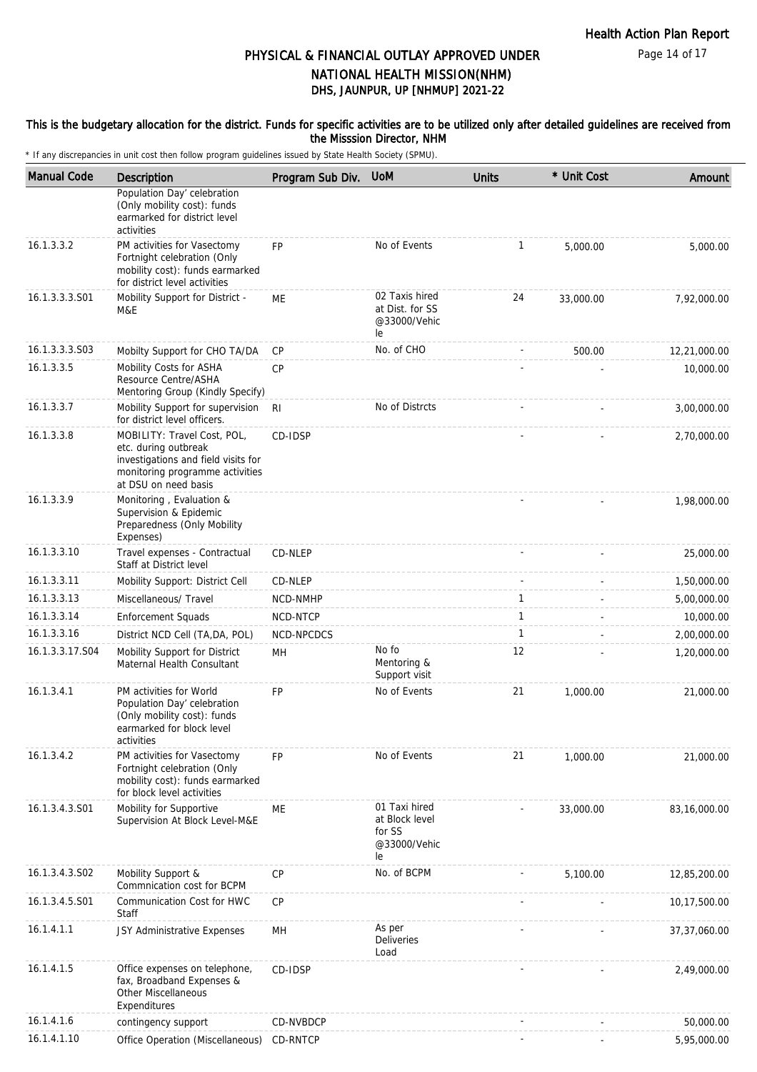# PHYSICAL & FINANCIAL OUTLAY APPROVED UNDER NATIONAL HEALTH MISSION(NHM)

## DHS, JAUNPUR, UP [NHMUP] 2021-22

### This is the budgetary allocation for the district. Funds for specific activities are to be utilized only after detailed guidelines are received from the Misssion Director, NHM

\* If any discrepancies in unit cost then follow program guidelines issued by State Health Society (SPMU).

| Manual Code | Description | Program Sub Div. | UoM | Units | * Unit Cost | Amount |
|---|---|---|---|---|---|---|
| | Population Day' celebration (Only mobility cost): funds earmarked for district level activities | | | | | |
| 16.1.3.3.2 | PM activities for Vasectomy Fortnight celebration (Only mobility cost): funds earmarked for district level activities | FP | No of Events | 1 | 5,000.00 | 5,000.00 |
| 16.1.3.3.3.S01 | Mobility Support for District - M&E | ME | 02 Taxis hired at Dist. for SS @33000/Vehicle | 24 | 33,000.00 | 7,92,000.00 |
| 16.1.3.3.3.S03 | Mobilty Support for CHO TA/DA | CP | No. of CHO | - | 500.00 | 12,21,000.00 |
| 16.1.3.3.5 | Mobility Costs for ASHA Resource Centre/ASHA Mentoring Group (Kindly Specify) | CP | | - | - | 10,000.00 |
| 16.1.3.3.7 | Mobility Support for supervision for district level officers. | RI | No of Distrcts | - | - | 3,00,000.00 |
| 16.1.3.3.8 | MOBILITY: Travel Cost, POL, etc. during outbreak investigations and field visits for monitoring programme activities at DSU on need basis | CD-IDSP | | - | - | 2,70,000.00 |
| 16.1.3.3.9 | Monitoring , Evaluation & Supervision & Epidemic Preparedness (Only Mobility Expenses) | | | - | - | 1,98,000.00 |
| 16.1.3.3.10 | Travel expenses - Contractual Staff at District level | CD-NLEP | | - | - | 25,000.00 |
| 16.1.3.3.11 | Mobility Support: District Cell | CD-NLEP | | - | - | 1,50,000.00 |
| 16.1.3.3.13 | Miscellaneous/ Travel | NCD-NMHP | | 1 | - | 5,00,000.00 |
| 16.1.3.3.14 | Enforcement Squads | NCD-NTCP | | 1 | - | 10,000.00 |
| 16.1.3.3.16 | District NCD Cell (TA,DA, POL) | NCD-NPCDCS | | 1 | - | 2,00,000.00 |
| 16.1.3.3.17.S04 | Mobility Support for District Maternal Health Consultant | MH | No fo Mentoring & Support visit | 12 | - | 1,20,000.00 |
| 16.1.3.4.1 | PM activities for World Population Day' celebration (Only mobility cost): funds earmarked for block level activities | FP | No of Events | 21 | 1,000.00 | 21,000.00 |
| 16.1.3.4.2 | PM activities for Vasectomy Fortnight celebration (Only mobility cost): funds earmarked for block level activities | FP | No of Events | 21 | 1,000.00 | 21,000.00 |
| 16.1.3.4.3.S01 | Mobility for Supportive Supervision At Block Level-M&E | ME | 01 Taxi hired at Block level for SS @33000/Vehicle | - | 33,000.00 | 83,16,000.00 |
| 16.1.3.4.3.S02 | Mobility Support & Commnication cost for BCPM | CP | No. of BCPM | - | 5,100.00 | 12,85,200.00 |
| 16.1.3.4.5.S01 | Communication Cost for HWC Staff | CP | | - | - | 10,17,500.00 |
| 16.1.4.1.1 | JSY Administrative Expenses | MH | As per Deliveries Load | - | - | 37,37,060.00 |
| 16.1.4.1.5 | Office expenses on telephone, fax, Broadband Expenses & Other Miscellaneous Expenditures | CD-IDSP | | - | - | 2,49,000.00 |
| 16.1.4.1.6 | contingency support | CD-NVBDCP | | - | - | 50,000.00 |
| 16.1.4.1.10 | Office Operation (Miscellaneous) | CD-RNTCP | | - | - | 5,95,000.00 |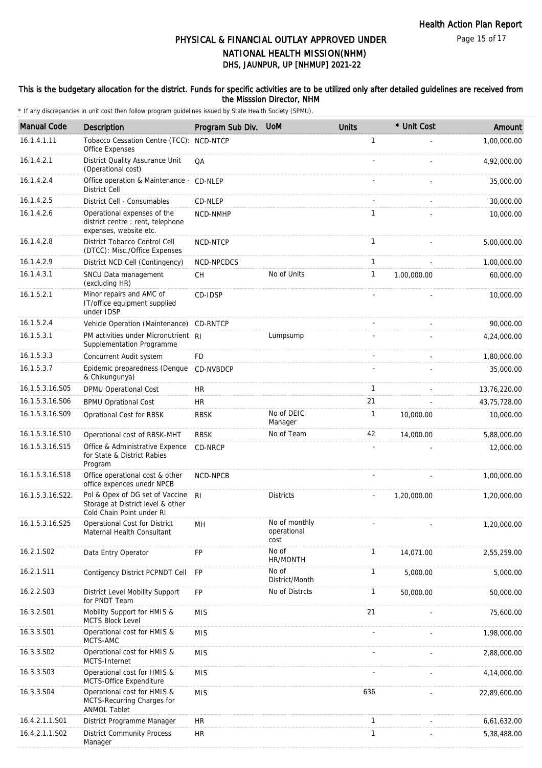# PHYSICAL & FINANCIAL OUTLAY APPROVED UNDER NATIONAL HEALTH MISSION(NHM)

## DHS, JAUNPUR, UP [NHMUP] 2021-22

**This is the budgetary allocation for the district. Funds for specific activities are to be utilized only after detailed guidelines are received from the Misssion Director, NHM**

\* If any discrepancies in unit cost then follow program guidelines issued by State Health Society (SPMU).

| Manual Code | Description | Program Sub Div. | UoM | Units | * Unit Cost | Amount |
|---|---|---|---|---|---|---|
| 16.1.4.1.11 | Tobacco Cessation Centre (TCC): Office Expenses | NCD-NTCP | | 1 | - | 1,00,000.00 |
| 16.1.4.2.1 | District Quality Assurance Unit (Operational cost) | QA | | - | - | 4,92,000.00 |
| 16.1.4.2.4 | Office operation & Maintenance - District Cell | CD-NLEP | | - | - | 35,000.00 |
| 16.1.4.2.5 | District Cell - Consumables | CD-NLEP | | - | - | 30,000.00 |
| 16.1.4.2.6 | Operational expenses of the district centre : rent, telephone expenses, website etc. | NCD-NMHP | | 1 | - | 10,000.00 |
| 16.1.4.2.8 | District Tobacco Control Cell (DTCC): Misc./Office Expenses | NCD-NTCP | | 1 | - | 5,00,000.00 |
| 16.1.4.2.9 | District NCD Cell (Contingency) | NCD-NPCDCS | | 1 | - | 1,00,000.00 |
| 16.1.4.3.1 | SNCU Data management (excluding HR) | CH | No of Units | 1 | 1,00,000.00 | 60,000.00 |
| 16.1.5.2.1 | Minor repairs and AMC of IT/office equipment supplied under IDSP | CD-IDSP | | - | - | 10,000.00 |
| 16.1.5.2.4 | Vehicle Operation (Maintenance) | CD-RNTCP | | - | - | 90,000.00 |
| 16.1.5.3.1 | PM activities under Micronutrient Supplementation Programme | RI | Lumpsump | - | - | 4,24,000.00 |
| 16.1.5.3.3 | Concurrent Audit system | FD | | - | - | 1,80,000.00 |
| 16.1.5.3.7 | Epidemic preparedness (Dengue & Chikungunya) | CD-NVBDCP | | - | - | 35,000.00 |
| 16.1.5.3.16.S05 | DPMU Operational Cost | HR | | 1 | - | 13,76,220.00 |
| 16.1.5.3.16.S06 | BPMU Oprational Cost | HR | | 21 | - | 43,75,728.00 |
| 16.1.5.3.16.S09 | Oprational Cost for RBSK | RBSK | No of DEIC Manager | 1 | 10,000.00 | 10,000.00 |
| 16.1.5.3.16.S10 | Operational cost of RBSK-MHT | RBSK | No of Team | 42 | 14,000.00 | 5,88,000.00 |
| 16.1.5.3.16.S15 | Office & Administrative Expence for State & District Rabies Program | CD-NRCP | | - | - | 12,000.00 |
| 16.1.5.3.16.S18 | Office operational cost & other office expences unedr NPCB | NCD-NPCB | | - | - | 1,00,000.00 |
| 16.1.5.3.16.S22. | Pol & Opex of DG set of Vaccine Storage at District level & other Cold Chain Point under RI | RI | Districts | - | 1,20,000.00 | 1,20,000.00 |
| 16.1.5.3.16.S25 | Operational Cost for District Maternal Health Consultant | MH | No of monthly operational cost | - | - | 1,20,000.00 |
| 16.2.1.S02 | Data Entry Operator | FP | No of HR/MONTH | 1 | 14,071.00 | 2,55,259.00 |
| 16.2.1.S11 | Contigency District PCPNDT Cell | FP | No of District/Month | 1 | 5,000.00 | 5,000.00 |
| 16.2.2.S03 | District Level Mobility Support for PNDT Team | FP | No of Distrcts | 1 | 50,000.00 | 50,000.00 |
| 16.3.2.S01 | Mobility Support for HMIS & MCTS Block Level | MIS | | 21 | - | 75,600.00 |
| 16.3.3.S01 | Operational cost for HMIS & MCTS-AMC | MIS | | - | - | 1,98,000.00 |
| 16.3.3.S02 | Operational cost for HMIS & MCTS-Internet | MIS | | - | - | 2,88,000.00 |
| 16.3.3.S03 | Operational cost for HMIS & MCTS-Office Expenditure | MIS | | - | - | 4,14,000.00 |
| 16.3.3.S04 | Operational cost for HMIS & MCTS-Recurring Charges for ANMOL Tablet | MIS | | 636 | - | 22,89,600.00 |
| 16.4.2.1.1.S01 | District Programme Manager | HR | | 1 | - | 6,61,632.00 |
| 16.4.2.1.1.S02 | District Community Process Manager | HR | | 1 | - | 5,38,488.00 |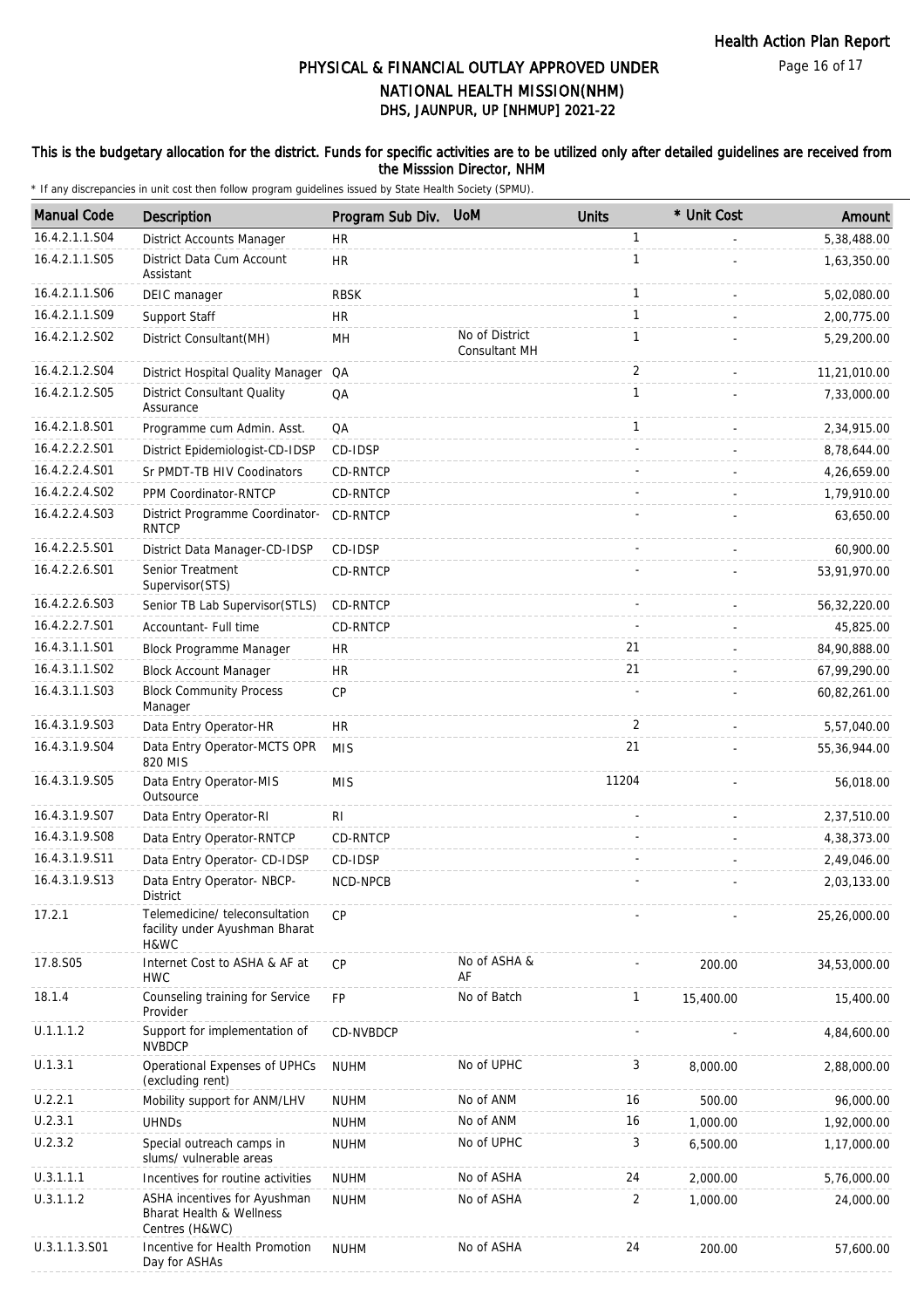# PHYSICAL & FINANCIAL OUTLAY APPROVED UNDER NATIONAL HEALTH MISSION(NHM)

## DHS, JAUNPUR, UP [NHMUP] 2021-22

### This is the budgetary allocation for the district. Funds for specific activities are to be utilized only after detailed guidelines are received from the Misssion Director, NHM

\* If any discrepancies in unit cost then follow program guidelines issued by State Health Society (SPMU).

| Manual Code | Description | Program Sub Div. | UoM | Units | * Unit Cost | Amount |
|---|---|---|---|---|---|---|
| 16.4.2.1.1.S04 | District Accounts Manager | HR | | 1 | - | 5,38,488.00 |
| 16.4.2.1.1.S05 | District Data Cum Account Assistant | HR | | 1 | - | 1,63,350.00 |
| 16.4.2.1.1.S06 | DEIC manager | RBSK | | 1 | - | 5,02,080.00 |
| 16.4.2.1.1.S09 | Support Staff | HR | | 1 | - | 2,00,775.00 |
| 16.4.2.1.2.S02 | District Consultant(MH) | MH | No of District Consultant MH | 1 | - | 5,29,200.00 |
| 16.4.2.1.2.S04 | District Hospital Quality Manager | QA | | 2 | - | 11,21,010.00 |
| 16.4.2.1.2.S05 | District Consultant Quality Assurance | QA | | 1 | - | 7,33,000.00 |
| 16.4.2.1.8.S01 | Programme cum Admin. Asst. | QA | | 1 | - | 2,34,915.00 |
| 16.4.2.2.2.S01 | District Epidemiologist-CD-IDSP | CD-IDSP | | - | - | 8,78,644.00 |
| 16.4.2.2.4.S01 | Sr PMDT-TB HIV Coodinators | CD-RNTCP | | - | - | 4,26,659.00 |
| 16.4.2.2.4.S02 | PPM Coordinator-RNTCP | CD-RNTCP | | - | - | 1,79,910.00 |
| 16.4.2.2.4.S03 | District Programme Coordinator-RNTCP | CD-RNTCP | | - | - | 63,650.00 |
| 16.4.2.2.5.S01 | District Data Manager-CD-IDSP | CD-IDSP | | - | - | 60,900.00 |
| 16.4.2.2.6.S01 | Senior Treatment Supervisor(STS) | CD-RNTCP | | - | - | 53,91,970.00 |
| 16.4.2.2.6.S03 | Senior TB Lab Supervisor(STLS) | CD-RNTCP | | - | - | 56,32,220.00 |
| 16.4.2.2.7.S01 | Accountant- Full time | CD-RNTCP | | - | - | 45,825.00 |
| 16.4.3.1.1.S01 | Block Programme Manager | HR | | 21 | - | 84,90,888.00 |
| 16.4.3.1.1.S02 | Block Account Manager | HR | | 21 | - | 67,99,290.00 |
| 16.4.3.1.1.S03 | Block Community Process Manager | CP | | - | - | 60,82,261.00 |
| 16.4.3.1.9.S03 | Data Entry Operator-HR | HR | | 2 | - | 5,57,040.00 |
| 16.4.3.1.9.S04 | Data Entry Operator-MCTS OPR 820 MIS | MIS | | 21 | - | 55,36,944.00 |
| 16.4.3.1.9.S05 | Data Entry Operator-MIS Outsource | MIS | | 11204 | - | 56,018.00 |
| 16.4.3.1.9.S07 | Data Entry Operator-RI | RI | | - | - | 2,37,510.00 |
| 16.4.3.1.9.S08 | Data Entry Operator-RNTCP | CD-RNTCP | | - | - | 4,38,373.00 |
| 16.4.3.1.9.S11 | Data Entry Operator- CD-IDSP | CD-IDSP | | - | - | 2,49,046.00 |
| 16.4.3.1.9.S13 | Data Entry Operator- NBCP-District | NCD-NPCB | | - | - | 2,03,133.00 |
| 17.2.1 | Telemedicine/ teleconsultation facility under Ayushman Bharat H&WC | CP | | - | - | 25,26,000.00 |
| 17.8.S05 | Internet Cost to ASHA & AF at HWC | CP | No of ASHA & AF | - | 200.00 | 34,53,000.00 |
| 18.1.4 | Counseling training for Service Provider | FP | No of Batch | 1 | 15,400.00 | 15,400.00 |
| U.1.1.1.2 | Support for implementation of NVBDCP | CD-NVBDCP | | - | - | 4,84,600.00 |
| U.1.3.1 | Operational Expenses of UPHCs (excluding rent) | NUHM | No of UPHC | 3 | 8,000.00 | 2,88,000.00 |
| U.2.2.1 | Mobility support for ANM/LHV | NUHM | No of ANM | 16 | 500.00 | 96,000.00 |
| U.2.3.1 | UHNDs | NUHM | No of ANM | 16 | 1,000.00 | 1,92,000.00 |
| U.2.3.2 | Special outreach camps in slums/ vulnerable areas | NUHM | No of UPHC | 3 | 6,500.00 | 1,17,000.00 |
| U.3.1.1.1 | Incentives for routine activities | NUHM | No of ASHA | 24 | 2,000.00 | 5,76,000.00 |
| U.3.1.1.2 | ASHA incentives for Ayushman Bharat Health & Wellness Centres (H&WC) | NUHM | No of ASHA | 2 | 1,000.00 | 24,000.00 |
| U.3.1.1.3.S01 | Incentive for Health Promotion Day for ASHAs | NUHM | No of ASHA | 24 | 200.00 | 57,600.00 |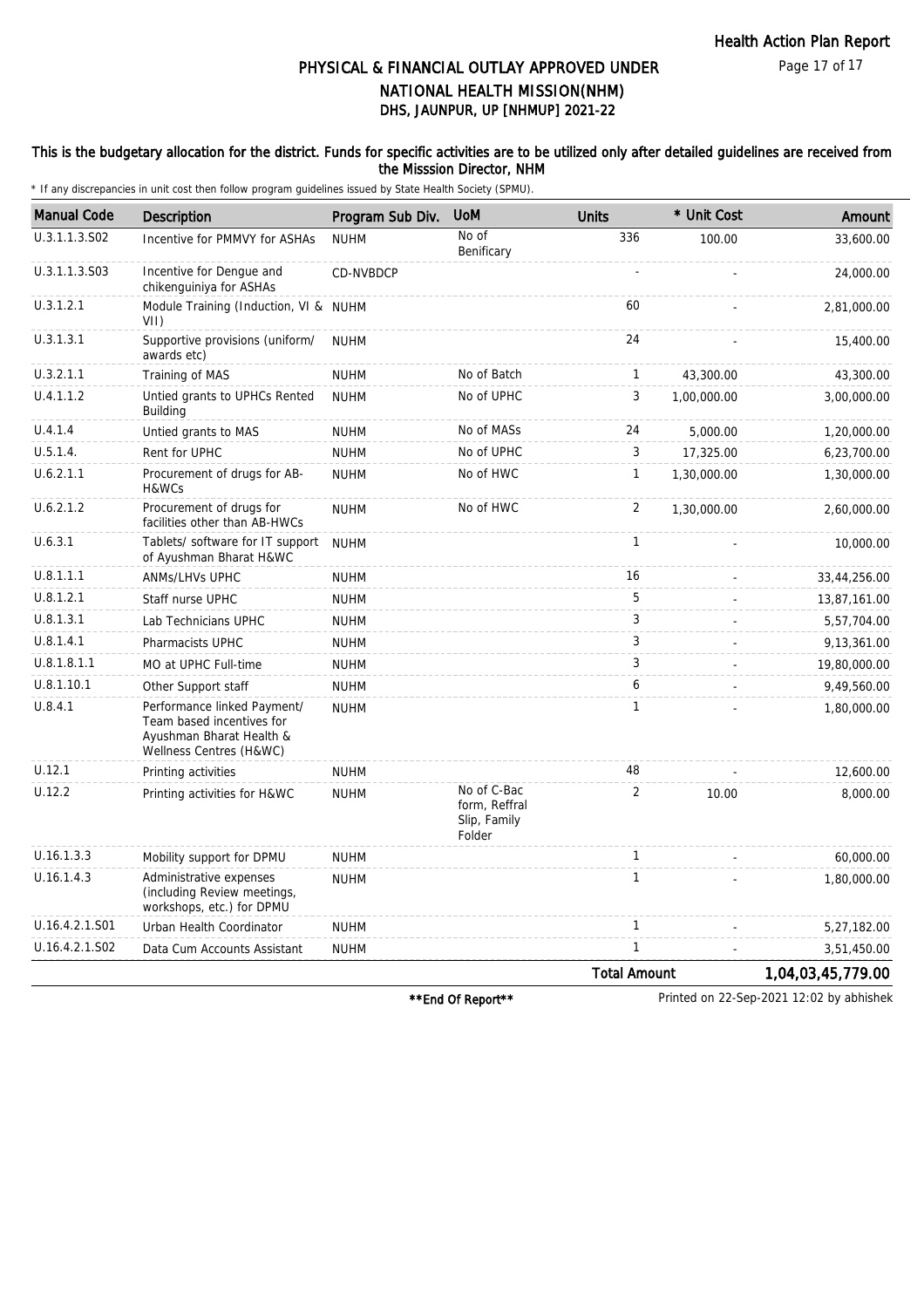PHYSICAL & FINANCIAL OUTLAY APPROVED UNDER NATIONAL HEALTH MISSION(NHM)
DHS, JAUNPUR, UP [NHMUP] 2021-22

**This is the budgetary allocation for the district. Funds for specific activities are to be utilized only after detailed guidelines are received from the Misssion Director, NHM**

* If any discrepancies in unit cost then follow program guidelines issued by State Health Society (SPMU).

| Manual Code | Description | Program Sub Div. | UoM | Units | * Unit Cost | Amount |
|---|---|---|---|---|---|---|
| U.3.1.1.3.S02 | Incentive for PMMVY for ASHAs | NUHM | No of Benificary | 336 | 100.00 | 33,600.00 |
| U.3.1.1.3.S03 | Incentive for Dengue and chikenguiniya for ASHAs | CD-NVBDCP | | - | - | 24,000.00 |
| U.3.1.2.1 | Module Training (Induction, VI & VII) | NUHM | | 60 | - | 2,81,000.00 |
| U.3.1.3.1 | Supportive provisions (uniform/ awards etc) | NUHM | | 24 | - | 15,400.00 |
| U.3.2.1.1 | Training of MAS | NUHM | No of Batch | 1 | 43,300.00 | 43,300.00 |
| U.4.1.1.2 | Untied grants to UPHCs Rented Building | NUHM | No of UPHC | 3 | 1,00,000.00 | 3,00,000.00 |
| U.4.1.4 | Untied grants to MAS | NUHM | No of MASs | 24 | 5,000.00 | 1,20,000.00 |
| U.5.1.4. | Rent for UPHC | NUHM | No of UPHC | 3 | 17,325.00 | 6,23,700.00 |
| U.6.2.1.1 | Procurement of drugs for AB-H&WCs | NUHM | No of HWC | 1 | 1,30,000.00 | 1,30,000.00 |
| U.6.2.1.2 | Procurement of drugs for facilities other than AB-HWCs | NUHM | No of HWC | 2 | 1,30,000.00 | 2,60,000.00 |
| U.6.3.1 | Tablets/ software for IT support of Ayushman Bharat H&WC | NUHM | | 1 | - | 10,000.00 |
| U.8.1.1.1 | ANMs/LHVs UPHC | NUHM | | 16 | - | 33,44,256.00 |
| U.8.1.2.1 | Staff nurse UPHC | NUHM | | 5 | - | 13,87,161.00 |
| U.8.1.3.1 | Lab Technicians UPHC | NUHM | | 3 | - | 5,57,704.00 |
| U.8.1.4.1 | Pharmacists UPHC | NUHM | | 3 | - | 9,13,361.00 |
| U.8.1.8.1.1 | MO at UPHC Full-time | NUHM | | 3 | - | 19,80,000.00 |
| U.8.1.10.1 | Other Support staff | NUHM | | 6 | - | 9,49,560.00 |
| U.8.4.1 | Performance linked Payment/ Team based incentives for Ayushman Bharat Health & Wellness Centres (H&WC) | NUHM | | 1 | - | 1,80,000.00 |
| U.12.1 | Printing activities | NUHM | | 48 | - | 12,600.00 |
| U.12.2 | Printing activities for H&WC | NUHM | No of C-Bac form, Reffral Slip, Family Folder | 2 | 10.00 | 8,000.00 |
| U.16.1.3.3 | Mobility support for DPMU | NUHM | | 1 | - | 60,000.00 |
| U.16.1.4.3 | Administrative expenses (including Review meetings, workshops, etc.) for DPMU | NUHM | | 1 | - | 1,80,000.00 |
| U.16.4.2.1.S01 | Urban Health Coordinator | NUHM | | 1 | - | 5,27,182.00 |
| U.16.4.2.1.S02 | Data Cum Accounts Assistant | NUHM | | 1 | - | 3,51,450.00 |
| | | | | **Total Amount** | | **1,04,03,45,779.00** |

**End Of Report**

Printed on 22-Sep-2021 12:02 by abhishek